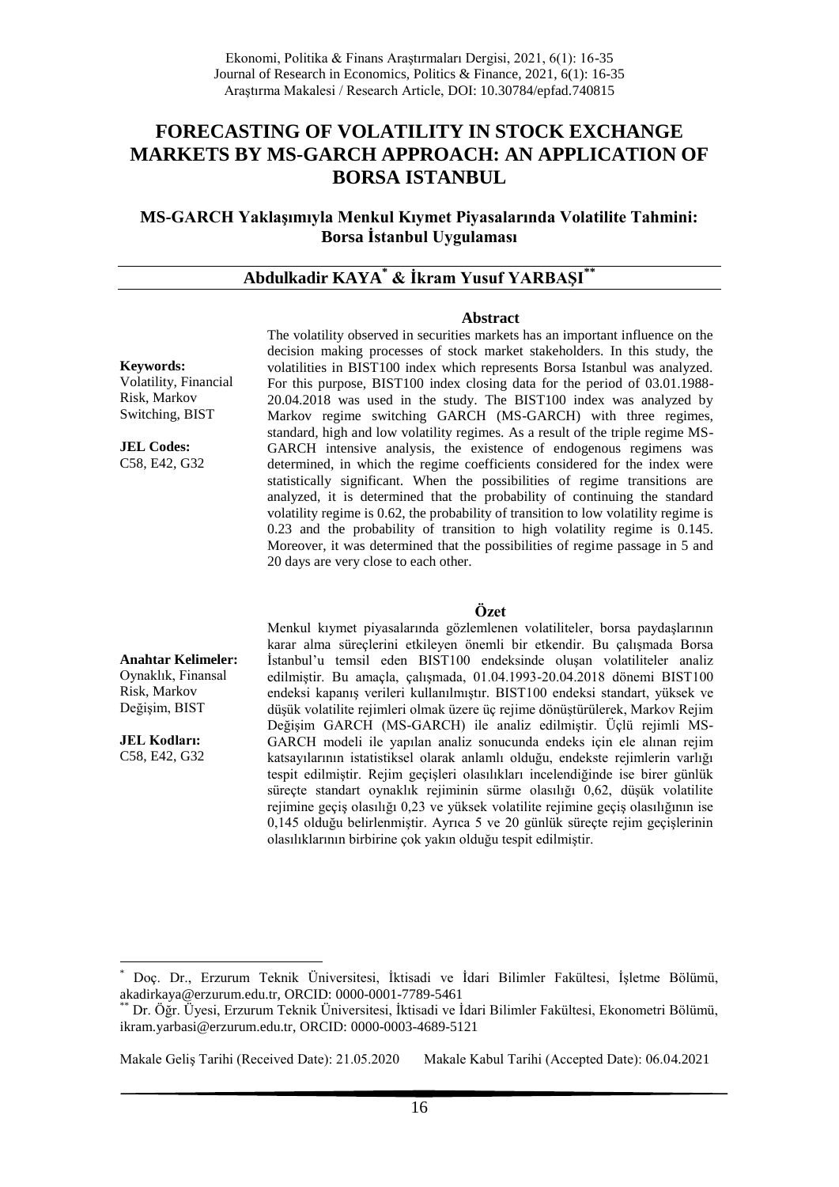# FORECASTING OF VOLATILITY IN STOCK EXCHANGE MARKETS BY MS-GARCH APPROACH: AN APPLICATION OF BORSA ISTANBUL

## MS-GARCH Yaklaşımıyla Menkul Kıymet Piyasalarında Volatilite Tahmini: Borsa İstanbul Uygulaması

### Abdulkadir KAYA[*] & İkram Yusuf YARBAŞI[**]

**Abstract**

**Keywords:** Volatility, Financial Risk, Markov Switching, BIST

**JEL Codes:** C58, E42, G32

The volatility observed in securities markets has an important influence on the decision making processes of stock market stakeholders. In this study, the volatilities in BIST100 index which represents Borsa Istanbul was analyzed. For this purpose, BIST100 index closing data for the period of 03.01.1988-20.04.2018 was used in the study. The BIST100 index was analyzed by Markov regime switching GARCH (MS-GARCH) with three regimes, standard, high and low volatility regimes. As a result of the triple regime MS-GARCH intensive analysis, the existence of endogenous regimens was determined, in which the regime coefficients considered for the index were statistically significant. When the possibilities of regime transitions are analyzed, it is determined that the probability of continuing the standard volatility regime is 0.62, the probability of transition to low volatility regime is 0.23 and the probability of transition to high volatility regime is 0.145. Moreover, it was determined that the possibilities of regime passage in 5 and 20 days are very close to each other.

**Özet**

**Anahtar Kelimeler:** Oynaklık, Finansal Risk, Markov Değişim, BIST

**JEL Kodları:** C58, E42, G32

Menkul kıymet piyasalarında gözlemlenen volatiliteler, borsa paydaşlarının karar alma süreçlerini etkileyen önemli bir etkendir. Bu çalışmada Borsa İstanbul'u temsil eden BIST100 endeksinde oluşan volatiliteler analiz edilmiştir. Bu amaçla, çalışmada, 01.04.1993-20.04.2018 dönemi BIST100 endeksi kapanış verileri kullanılmıştır. BIST100 endeksi standart, yüksek ve düşük volatilite rejimleri olmak üzere üç rejime dönüştürülerek, Markov Rejim Değişim GARCH (MS-GARCH) ile analiz edilmiştir. Üçlü rejimli MS-GARCH modeli ile yapılan analiz sonucunda endeks için ele alınan rejim katsayılarının istatistiksel olarak anlamlı olduğu, endekste rejimlerin varlığı tespit edilmiştir. Rejim geçişleri olasılıkları incelendiğinde ise birer günlük süreçte standart oynaklık rejiminin sürme olasılığı 0,62, düşük volatilite rejimine geçiş olasılığı 0,23 ve yüksek volatilite rejimine geçiş olasılığının ise 0,145 olduğu belirlenmiştir. Ayrıca 5 ve 20 günlük süreçte rejim geçişlerinin olasılıklarının birbirine çok yakın olduğu tespit edilmiştir.

---

[*] Doç. Dr., Erzurum Teknik Üniversitesi, İktisadi ve İdari Bilimler Fakültesi, İşletme Bölümü, akadirkaya@erzurum.edu.tr, ORCID: 0000-0001-7789-5461

[**] Dr. Öğr. Üyesi, Erzurum Teknik Üniversitesi, İktisadi ve İdari Bilimler Fakültesi, Ekonometri Bölümü, ikram.yarbasi@erzurum.edu.tr, ORCID: 0000-0003-4689-5121

Makale Geliş Tarihi (Received Date): 21.05.2020 Makale Kabul Tarihi (Accepted Date): 06.04.2021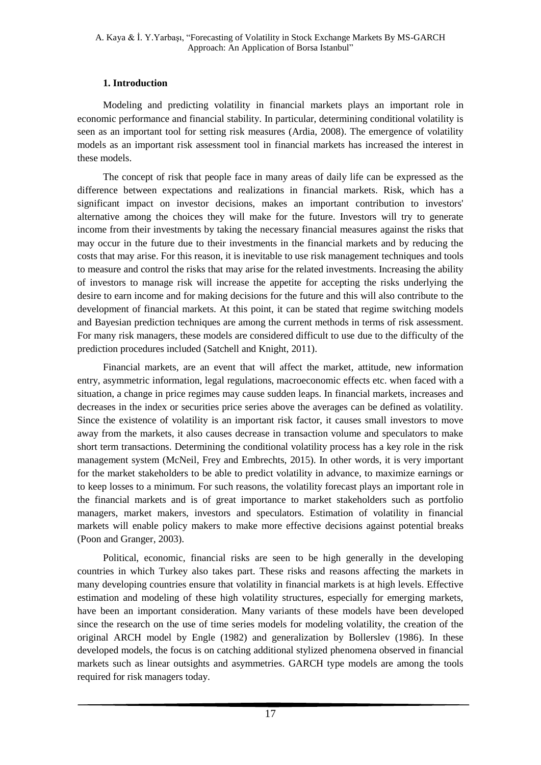## 1. Introduction

Modeling and predicting volatility in financial markets plays an important role in economic performance and financial stability. In particular, determining conditional volatility is seen as an important tool for setting risk measures (Ardia, 2008). The emergence of volatility models as an important risk assessment tool in financial markets has increased the interest in these models.

The concept of risk that people face in many areas of daily life can be expressed as the difference between expectations and realizations in financial markets. Risk, which has a significant impact on investor decisions, makes an important contribution to investors' alternative among the choices they will make for the future. Investors will try to generate income from their investments by taking the necessary financial measures against the risks that may occur in the future due to their investments in the financial markets and by reducing the costs that may arise. For this reason, it is inevitable to use risk management techniques and tools to measure and control the risks that may arise for the related investments. Increasing the ability of investors to manage risk will increase the appetite for accepting the risks underlying the desire to earn income and for making decisions for the future and this will also contribute to the development of financial markets. At this point, it can be stated that regime switching models and Bayesian prediction techniques are among the current methods in terms of risk assessment. For many risk managers, these models are considered difficult to use due to the difficulty of the prediction procedures included (Satchell and Knight, 2011).

Financial markets, are an event that will affect the market, attitude, new information entry, asymmetric information, legal regulations, macroeconomic effects etc. when faced with a situation, a change in price regimes may cause sudden leaps. In financial markets, increases and decreases in the index or securities price series above the averages can be defined as volatility. Since the existence of volatility is an important risk factor, it causes small investors to move away from the markets, it also causes decrease in transaction volume and speculators to make short term transactions. Determining the conditional volatility process has a key role in the risk management system (McNeil, Frey and Embrechts, 2015). In other words, it is very important for the market stakeholders to be able to predict volatility in advance, to maximize earnings or to keep losses to a minimum. For such reasons, the volatility forecast plays an important role in the financial markets and is of great importance to market stakeholders such as portfolio managers, market makers, investors and speculators. Estimation of volatility in financial markets will enable policy makers to make more effective decisions against potential breaks (Poon and Granger, 2003).

Political, economic, financial risks are seen to be high generally in the developing countries in which Turkey also takes part. These risks and reasons affecting the markets in many developing countries ensure that volatility in financial markets is at high levels. Effective estimation and modeling of these high volatility structures, especially for emerging markets, have been an important consideration. Many variants of these models have been developed since the research on the use of time series models for modeling volatility, the creation of the original ARCH model by Engle (1982) and generalization by Bollerslev (1986). In these developed models, the focus is on catching additional stylized phenomena observed in financial markets such as linear outsights and asymmetries. GARCH type models are among the tools required for risk managers today.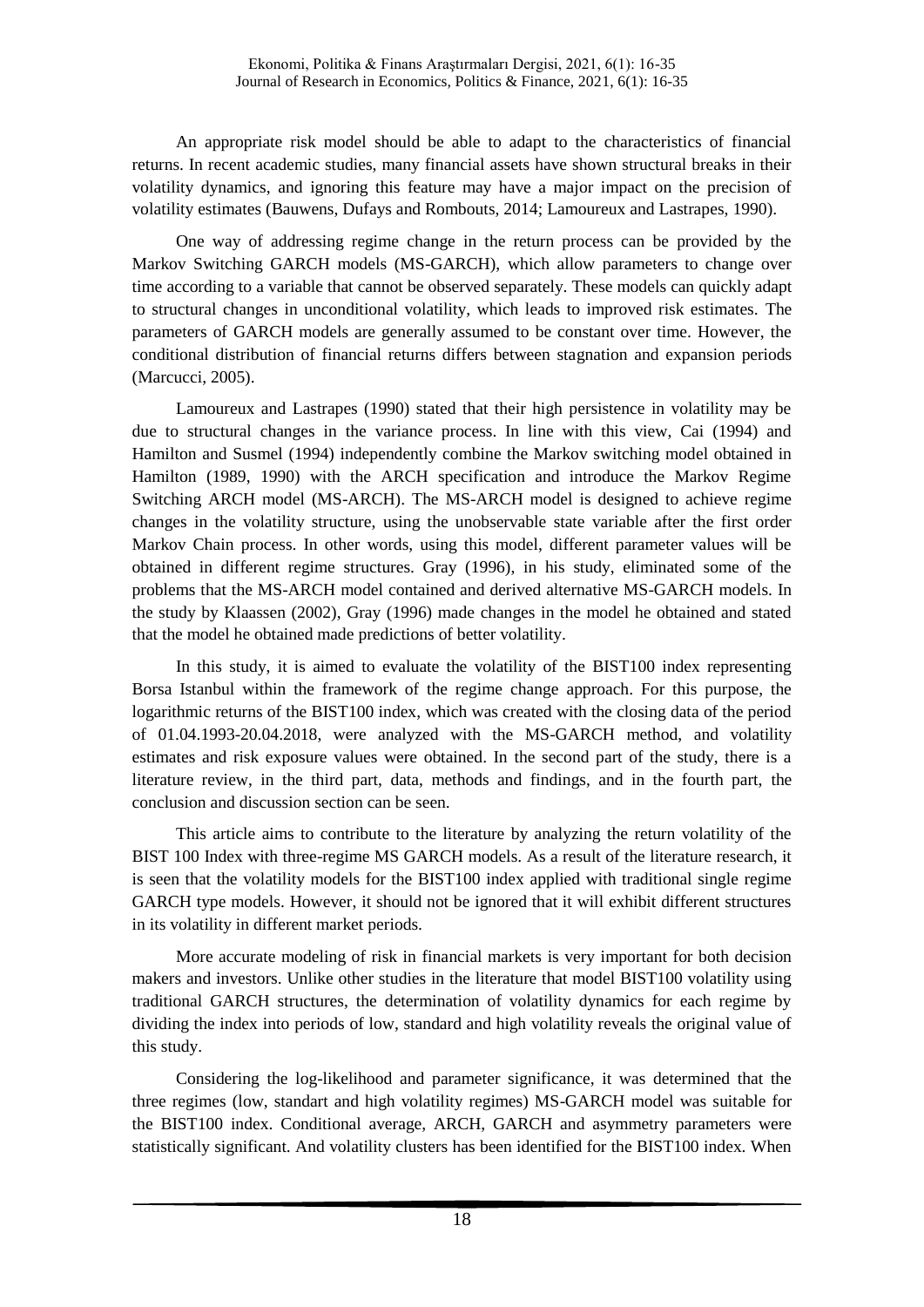An appropriate risk model should be able to adapt to the characteristics of financial returns. In recent academic studies, many financial assets have shown structural breaks in their volatility dynamics, and ignoring this feature may have a major impact on the precision of volatility estimates (Bauwens, Dufays and Rombouts, 2014; Lamoureux and Lastrapes, 1990).

One way of addressing regime change in the return process can be provided by the Markov Switching GARCH models (MS-GARCH), which allow parameters to change over time according to a variable that cannot be observed separately. These models can quickly adapt to structural changes in unconditional volatility, which leads to improved risk estimates. The parameters of GARCH models are generally assumed to be constant over time. However, the conditional distribution of financial returns differs between stagnation and expansion periods (Marcucci, 2005).

Lamoureux and Lastrapes (1990) stated that their high persistence in volatility may be due to structural changes in the variance process. In line with this view, Cai (1994) and Hamilton and Susmel (1994) independently combine the Markov switching model obtained in Hamilton (1989, 1990) with the ARCH specification and introduce the Markov Regime Switching ARCH model (MS-ARCH). The MS-ARCH model is designed to achieve regime changes in the volatility structure, using the unobservable state variable after the first order Markov Chain process. In other words, using this model, different parameter values will be obtained in different regime structures. Gray (1996), in his study, eliminated some of the problems that the MS-ARCH model contained and derived alternative MS-GARCH models. In the study by Klaassen (2002), Gray (1996) made changes in the model he obtained and stated that the model he obtained made predictions of better volatility.

In this study, it is aimed to evaluate the volatility of the BIST100 index representing Borsa Istanbul within the framework of the regime change approach. For this purpose, the logarithmic returns of the BIST100 index, which was created with the closing data of the period of 01.04.1993-20.04.2018, were analyzed with the MS-GARCH method, and volatility estimates and risk exposure values were obtained. In the second part of the study, there is a literature review, in the third part, data, methods and findings, and in the fourth part, the conclusion and discussion section can be seen.

This article aims to contribute to the literature by analyzing the return volatility of the BIST 100 Index with three-regime MS GARCH models. As a result of the literature research, it is seen that the volatility models for the BIST100 index applied with traditional single regime GARCH type models. However, it should not be ignored that it will exhibit different structures in its volatility in different market periods.

More accurate modeling of risk in financial markets is very important for both decision makers and investors. Unlike other studies in the literature that model BIST100 volatility using traditional GARCH structures, the determination of volatility dynamics for each regime by dividing the index into periods of low, standard and high volatility reveals the original value of this study.

Considering the log-likelihood and parameter significance, it was determined that the three regimes (low, standart and high volatility regimes) MS-GARCH model was suitable for the BIST100 index. Conditional average, ARCH, GARCH and asymmetry parameters were statistically significant. And volatility clusters has been identified for the BIST100 index. When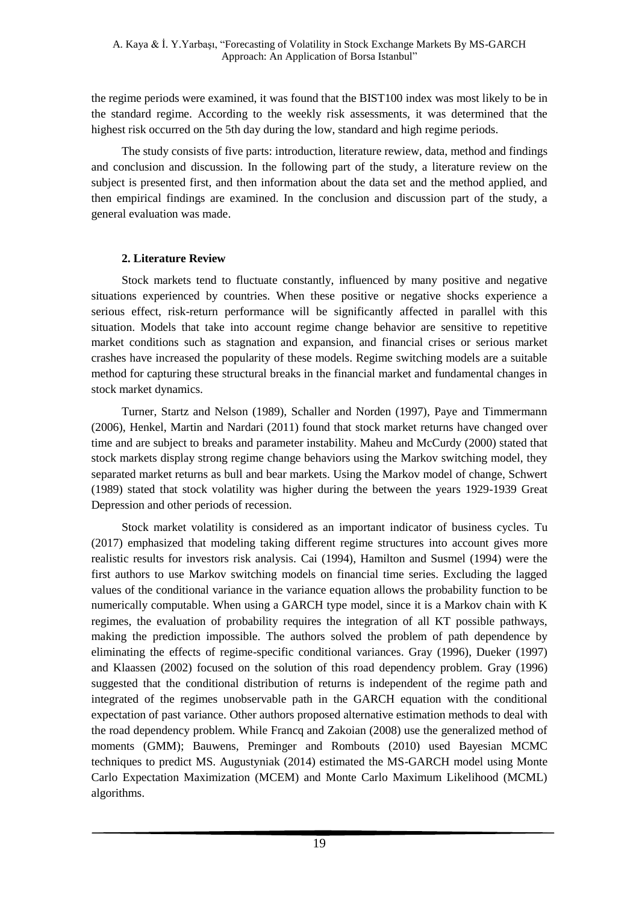the regime periods were examined, it was found that the BIST100 index was most likely to be in the standard regime. According to the weekly risk assessments, it was determined that the highest risk occurred on the 5th day during the low, standard and high regime periods.

The study consists of five parts: introduction, literature rewiew, data, method and findings and conclusion and discussion. In the following part of the study, a literature review on the subject is presented first, and then information about the data set and the method applied, and then empirical findings are examined. In the conclusion and discussion part of the study, a general evaluation was made.

## 2. Literature Review

Stock markets tend to fluctuate constantly, influenced by many positive and negative situations experienced by countries. When these positive or negative shocks experience a serious effect, risk-return performance will be significantly affected in parallel with this situation. Models that take into account regime change behavior are sensitive to repetitive market conditions such as stagnation and expansion, and financial crises or serious market crashes have increased the popularity of these models. Regime switching models are a suitable method for capturing these structural breaks in the financial market and fundamental changes in stock market dynamics.

Turner, Startz and Nelson (1989), Schaller and Norden (1997), Paye and Timmermann (2006), Henkel, Martin and Nardari (2011) found that stock market returns have changed over time and are subject to breaks and parameter instability. Maheu and McCurdy (2000) stated that stock markets display strong regime change behaviors using the Markov switching model, they separated market returns as bull and bear markets. Using the Markov model of change, Schwert (1989) stated that stock volatility was higher during the between the years 1929-1939 Great Depression and other periods of recession.

Stock market volatility is considered as an important indicator of business cycles. Tu (2017) emphasized that modeling taking different regime structures into account gives more realistic results for investors risk analysis. Cai (1994), Hamilton and Susmel (1994) were the first authors to use Markov switching models on financial time series. Excluding the lagged values of the conditional variance in the variance equation allows the probability function to be numerically computable. When using a GARCH type model, since it is a Markov chain with K regimes, the evaluation of probability requires the integration of all KT possible pathways, making the prediction impossible. The authors solved the problem of path dependence by eliminating the effects of regime-specific conditional variances. Gray (1996), Dueker (1997) and Klaassen (2002) focused on the solution of this road dependency problem. Gray (1996) suggested that the conditional distribution of returns is independent of the regime path and integrated of the regimes unobservable path in the GARCH equation with the conditional expectation of past variance. Other authors proposed alternative estimation methods to deal with the road dependency problem. While Francq and Zakoian (2008) use the generalized method of moments (GMM); Bauwens, Preminger and Rombouts (2010) used Bayesian MCMC techniques to predict MS. Augustyniak (2014) estimated the MS-GARCH model using Monte Carlo Expectation Maximization (MCEM) and Monte Carlo Maximum Likelihood (MCML) algorithms.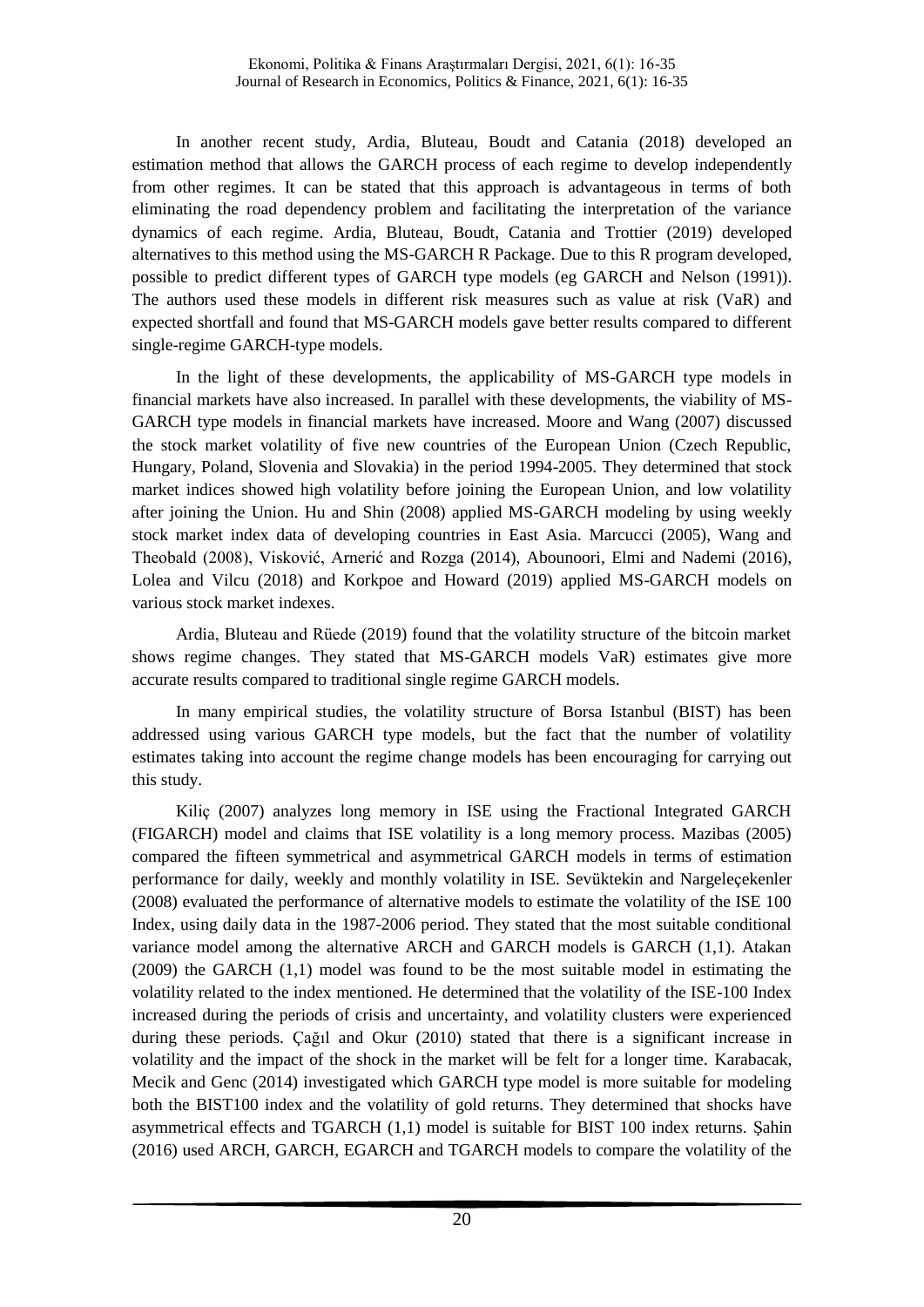In another recent study, Ardia, Bluteau, Boudt and Catania (2018) developed an estimation method that allows the GARCH process of each regime to develop independently from other regimes. It can be stated that this approach is advantageous in terms of both eliminating the road dependency problem and facilitating the interpretation of the variance dynamics of each regime. Ardia, Bluteau, Boudt, Catania and Trottier (2019) developed alternatives to this method using the MS-GARCH R Package. Due to this R program developed, possible to predict different types of GARCH type models (eg GARCH and Nelson (1991)). The authors used these models in different risk measures such as value at risk (VaR) and expected shortfall and found that MS-GARCH models gave better results compared to different single-regime GARCH-type models.

In the light of these developments, the applicability of MS-GARCH type models in financial markets have also increased. In parallel with these developments, the viability of MS-GARCH type models in financial markets have increased. Moore and Wang (2007) discussed the stock market volatility of five new countries of the European Union (Czech Republic, Hungary, Poland, Slovenia and Slovakia) in the period 1994-2005. They determined that stock market indices showed high volatility before joining the European Union, and low volatility after joining the Union. Hu and Shin (2008) applied MS-GARCH modeling by using weekly stock market index data of developing countries in East Asia. Marcucci (2005), Wang and Theobald (2008), Visković, Arnerić and Rozga (2014), Abounoori, Elmi and Nademi (2016), Lolea and Vilcu (2018) and Korkpoe and Howard (2019) applied MS-GARCH models on various stock market indexes.

Ardia, Bluteau and Rüede (2019) found that the volatility structure of the bitcoin market shows regime changes. They stated that MS-GARCH models VaR) estimates give more accurate results compared to traditional single regime GARCH models.

In many empirical studies, the volatility structure of Borsa Istanbul (BIST) has been addressed using various GARCH type models, but the fact that the number of volatility estimates taking into account the regime change models has been encouraging for carrying out this study.

Kiliç (2007) analyzes long memory in ISE using the Fractional Integrated GARCH (FIGARCH) model and claims that ISE volatility is a long memory process. Mazibas (2005) compared the fifteen symmetrical and asymmetrical GARCH models in terms of estimation performance for daily, weekly and monthly volatility in ISE. Sevüktekin and Nargeleçekenler (2008) evaluated the performance of alternative models to estimate the volatility of the ISE 100 Index, using daily data in the 1987-2006 period. They stated that the most suitable conditional variance model among the alternative ARCH and GARCH models is GARCH (1,1). Atakan (2009) the GARCH (1,1) model was found to be the most suitable model in estimating the volatility related to the index mentioned. He determined that the volatility of the ISE-100 Index increased during the periods of crisis and uncertainty, and volatility clusters were experienced during these periods. Çağıl and Okur (2010) stated that there is a significant increase in volatility and the impact of the shock in the market will be felt for a longer time. Karabacak, Mecik and Genc (2014) investigated which GARCH type model is more suitable for modeling both the BIST100 index and the volatility of gold returns. They determined that shocks have asymmetrical effects and TGARCH (1,1) model is suitable for BIST 100 index returns. Şahin (2016) used ARCH, GARCH, EGARCH and TGARCH models to compare the volatility of the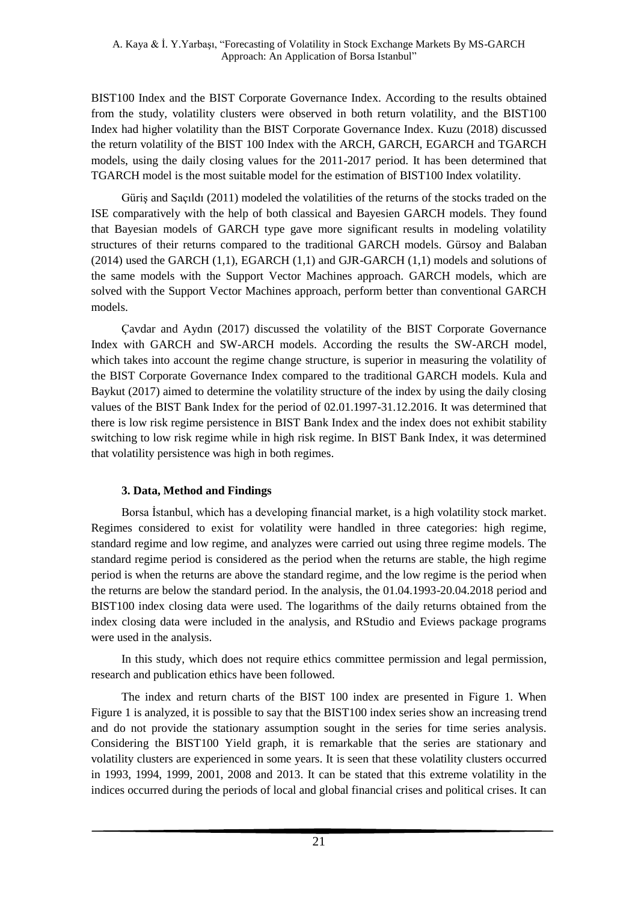BIST100 Index and the BIST Corporate Governance Index. According to the results obtained from the study, volatility clusters were observed in both return volatility, and the BIST100 Index had higher volatility than the BIST Corporate Governance Index. Kuzu (2018) discussed the return volatility of the BIST 100 Index with the ARCH, GARCH, EGARCH and TGARCH models, using the daily closing values for the 2011-2017 period. It has been determined that TGARCH model is the most suitable model for the estimation of BIST100 Index volatility.

Güriş and Saçıldı (2011) modeled the volatilities of the returns of the stocks traded on the ISE comparatively with the help of both classical and Bayesien GARCH models. They found that Bayesian models of GARCH type gave more significant results in modeling volatility structures of their returns compared to the traditional GARCH models. Gürsoy and Balaban (2014) used the GARCH (1,1), EGARCH (1,1) and GJR-GARCH (1,1) models and solutions of the same models with the Support Vector Machines approach. GARCH models, which are solved with the Support Vector Machines approach, perform better than conventional GARCH models.

Çavdar and Aydın (2017) discussed the volatility of the BIST Corporate Governance Index with GARCH and SW-ARCH models. According the results the SW-ARCH model, which takes into account the regime change structure, is superior in measuring the volatility of the BIST Corporate Governance Index compared to the traditional GARCH models. Kula and Baykut (2017) aimed to determine the volatility structure of the index by using the daily closing values of the BIST Bank Index for the period of 02.01.1997-31.12.2016. It was determined that there is low risk regime persistence in BIST Bank Index and the index does not exhibit stability switching to low risk regime while in high risk regime. In BIST Bank Index, it was determined that volatility persistence was high in both regimes.

## 3. Data, Method and Findings

Borsa İstanbul, which has a developing financial market, is a high volatility stock market. Regimes considered to exist for volatility were handled in three categories: high regime, standard regime and low regime, and analyzes were carried out using three regime models. The standard regime period is considered as the period when the returns are stable, the high regime period is when the returns are above the standard regime, and the low regime is the period when the returns are below the standard period. In the analysis, the 01.04.1993-20.04.2018 period and BIST100 index closing data were used. The logarithms of the daily returns obtained from the index closing data were included in the analysis, and RStudio and Eviews package programs were used in the analysis.

In this study, which does not require ethics committee permission and legal permission, research and publication ethics have been followed.

The index and return charts of the BIST 100 index are presented in Figure 1. When Figure 1 is analyzed, it is possible to say that the BIST100 index series show an increasing trend and do not provide the stationary assumption sought in the series for time series analysis. Considering the BIST100 Yield graph, it is remarkable that the series are stationary and volatility clusters are experienced in some years. It is seen that these volatility clusters occurred in 1993, 1994, 1999, 2001, 2008 and 2013. It can be stated that this extreme volatility in the indices occurred during the periods of local and global financial crises and political crises. It can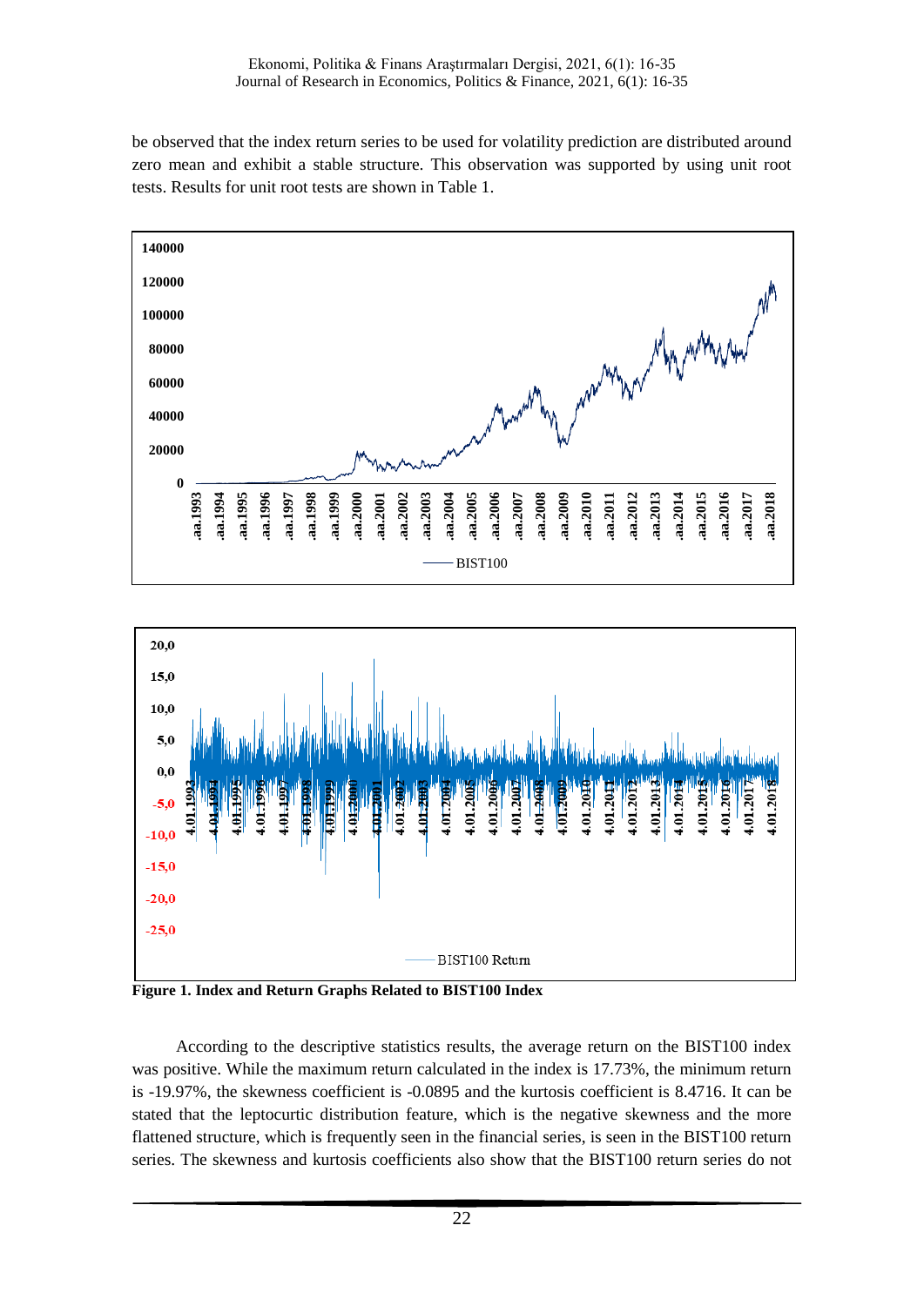be observed that the index return series to be used for volatility prediction are distributed around zero mean and exhibit a stable structure. This observation was supported by using unit root tests. Results for unit root tests are shown in Table 1.

**Figure 1. Index and Return Graphs Related to BIST100 Index**

According to the descriptive statistics results, the average return on the BIST100 index was positive. While the maximum return calculated in the index is 17.73%, the minimum return is -19.97%, the skewness coefficient is -0.0895 and the kurtosis coefficient is 8.4716. It can be stated that the leptocurtic distribution feature, which is the negative skewness and the more flattened structure, which is frequently seen in the financial series, is seen in the BIST100 return series. The skewness and kurtosis coefficients also show that the BIST100 return series do not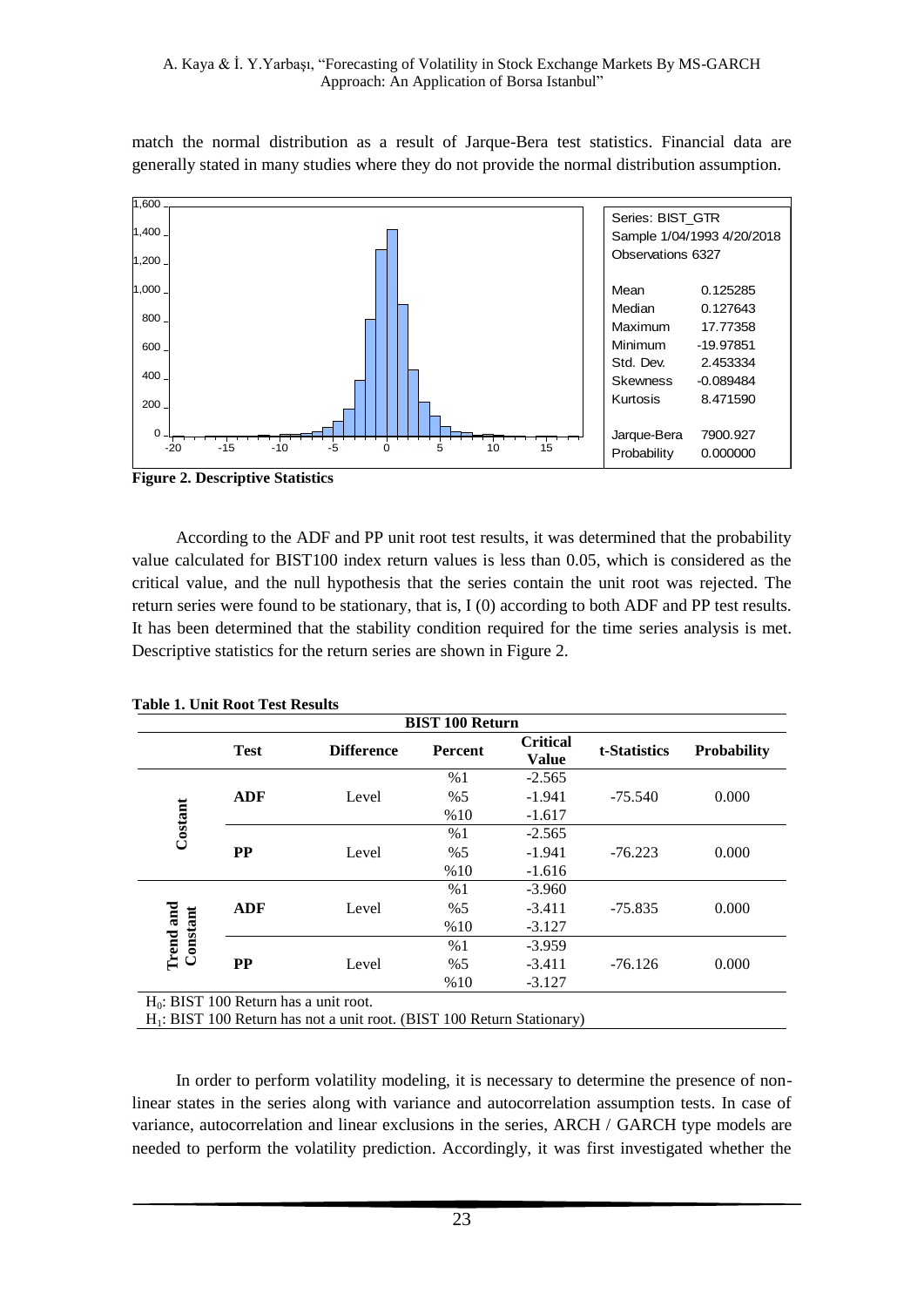match the normal distribution as a result of Jarque-Bera test statistics. Financial data are generally stated in many studies where they do not provide the normal distribution assumption.

| Series: BIST_GTR | |
|---|---|
| Sample 1/04/1993 4/20/2018 | |
| Observations 6327 | |
| Mean | 0.125285 |
| Median | 0.127643 |
| Maximum | 17.77358 |
| Minimum | -19.97851 |
| Std. Dev. | 2.453334 |
| Skewness | -0.089484 |
| Kurtosis | 8.471590 |
| Jarque-Bera | 7900.927 |
| Probability | 0.000000 |

**Figure 2. Descriptive Statistics**

According to the ADF and PP unit root test results, it was determined that the probability value calculated for BIST100 index return values is less than 0.05, which is considered as the critical value, and the null hypothesis that the series contain the unit root was rejected. The return series were found to be stationary, that is, I (0) according to both ADF and PP test results. It has been determined that the stability condition required for the time series analysis is met. Descriptive statistics for the return series are shown in Figure 2.

**Table 1. Unit Root Test Results**

| | BIST 100 Return | | | | | |
|---|---|---|---|---|---|---|
| | **Test** | **Difference** | **Percent** | **Critical Value** | **t-Statistics** | **Probability** |
| **Costant** | **ADF** | Level | %1 | -2.565 | -75.540 | 0.000 |
| | | | %5 | -1.941 | | |
| | | | %10 | -1.617 | | |
| | **PP** | Level | %1 | -2.565 | -76.223 | 0.000 |
| | | | %5 | -1.941 | | |
| | | | %10 | -1.616 | | |
| **Trend and Constant** | **ADF** | Level | %1 | -3.960 | -75.835 | 0.000 |
| | | | %5 | -3.411 | | |
| | | | %10 | -3.127 | | |
| | **PP** | Level | %1 | -3.959 | -76.126 | 0.000 |
| | | | %5 | -3.411 | | |
| | | | %10 | -3.127 | | |

$H_0$: BIST 100 Return has a unit root.
$H_1$: BIST 100 Return has not a unit root. (BIST 100 Return Stationary)

In order to perform volatility modeling, it is necessary to determine the presence of non-linear states in the series along with variance and autocorrelation assumption tests. In case of variance, autocorrelation and linear exclusions in the series, ARCH / GARCH type models are needed to perform the volatility prediction. Accordingly, it was first investigated whether the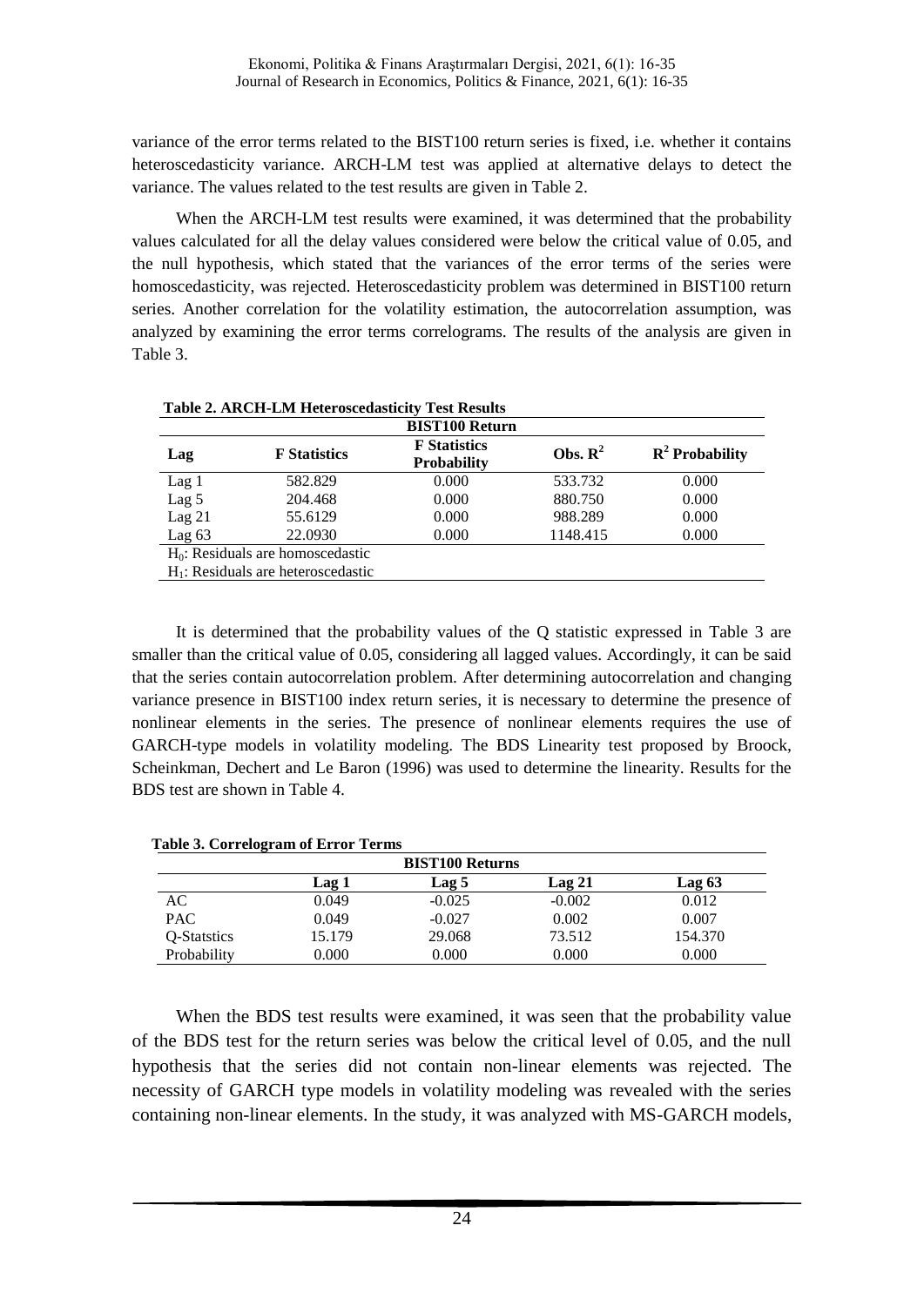variance of the error terms related to the BIST100 return series is fixed, i.e. whether it contains heteroscedasticity variance. ARCH-LM test was applied at alternative delays to detect the variance. The values related to the test results are given in Table 2.

When the ARCH-LM test results were examined, it was determined that the probability values calculated for all the delay values considered were below the critical value of 0.05, and the null hypothesis, which stated that the variances of the error terms of the series were homoscedasticity, was rejected. Heteroscedasticity problem was determined in BIST100 return series. Another correlation for the volatility estimation, the autocorrelation assumption, was analyzed by examining the error terms correlograms. The results of the analysis are given in Table 3.

**Table 2. ARCH-LM Heteroscedasticity Test Results**

| | | BIST100 Return | | |
|---|---|---|---|---|
| **Lag** | **F Statistics** | **F Statistics Probability** | **Obs. $R^2$** | **$R^2$ Probability** |
| Lag 1 | 582.829 | 0.000 | 533.732 | 0.000 |
| Lag 5 | 204.468 | 0.000 | 880.750 | 0.000 |
| Lag 21 | 55.6129 | 0.000 | 988.289 | 0.000 |
| Lag 63 | 22.0930 | 0.000 | 1148.415 | 0.000 |

$H_0$: Residuals are homoscedastic
$H_1$: Residuals are heteroscedastic

It is determined that the probability values of the Q statistic expressed in Table 3 are smaller than the critical value of 0.05, considering all lagged values. Accordingly, it can be said that the series contain autocorrelation problem. After determining autocorrelation and changing variance presence in BIST100 index return series, it is necessary to determine the presence of nonlinear elements in the series. The presence of nonlinear elements requires the use of GARCH-type models in volatility modeling. The BDS Linearity test proposed by Broock, Scheinkman, Dechert and Le Baron (1996) was used to determine the linearity. Results for the BDS test are shown in Table 4.

**Table 3. Correlogram of Error Terms**

| | | BIST100 Returns | | |
|---|---|---|---|---|
| | **Lag 1** | **Lag 5** | **Lag 21** | **Lag 63** |
| AC | 0.049 | -0.025 | -0.002 | 0.012 |
| PAC | 0.049 | -0.027 | 0.002 | 0.007 |
| Q-Statstics | 15.179 | 29.068 | 73.512 | 154.370 |
| Probability | 0.000 | 0.000 | 0.000 | 0.000 |

When the BDS test results were examined, it was seen that the probability value of the BDS test for the return series was below the critical level of 0.05, and the null hypothesis that the series did not contain non-linear elements was rejected. The necessity of GARCH type models in volatility modeling was revealed with the series containing non-linear elements. In the study, it was analyzed with MS-GARCH models,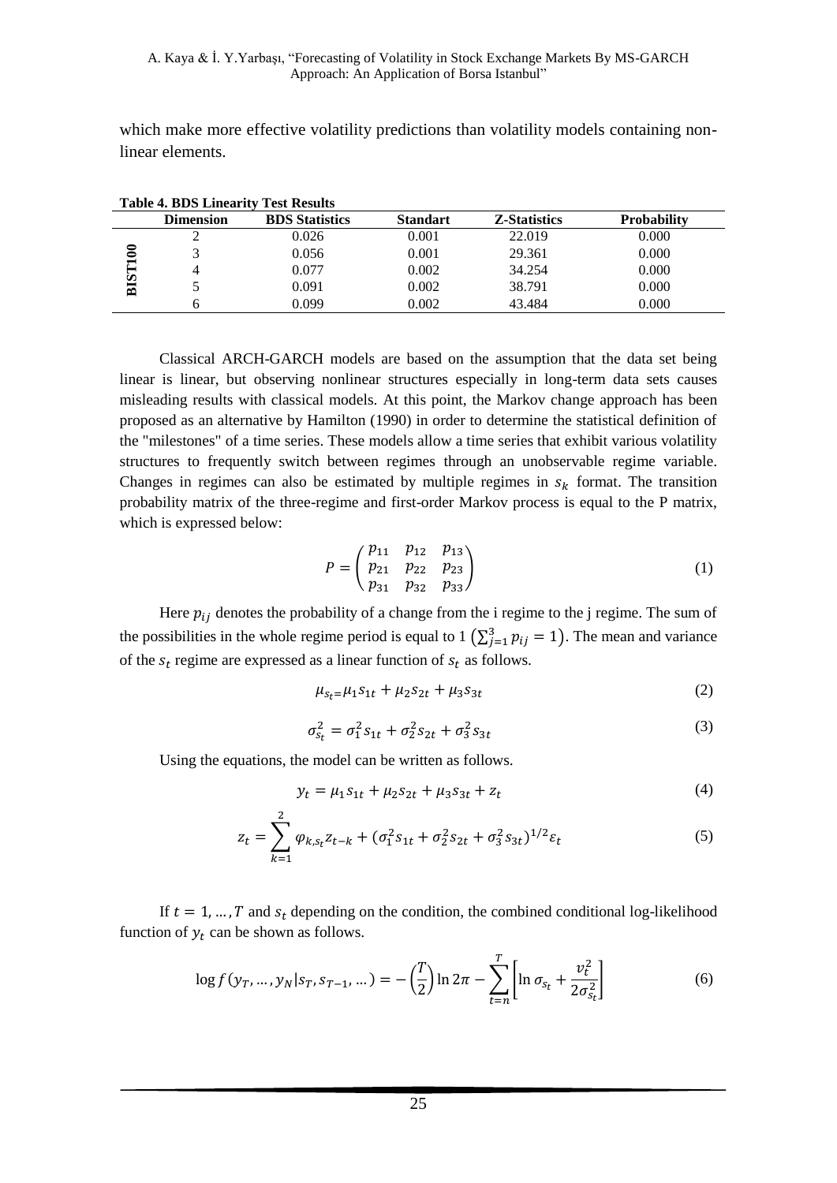which make more effective volatility predictions than volatility models containing non-linear elements.

**Table 4. BDS Linearity Test Results**

| | Dimension | BDS Statistics | Standart | Z-Statistics | Probability |
|---|---|---|---|---|---|
| BIST100 | 2 | 0.026 | 0.001 | 22.019 | 0.000 |
| | 3 | 0.056 | 0.001 | 29.361 | 0.000 |
| | 4 | 0.077 | 0.002 | 34.254 | 0.000 |
| | 5 | 0.091 | 0.002 | 38.791 | 0.000 |
| | 6 | 0.099 | 0.002 | 43.484 | 0.000 |

Classical ARCH-GARCH models are based on the assumption that the data set being linear is linear, but observing nonlinear structures especially in long-term data sets causes misleading results with classical models. At this point, the Markov change approach has been proposed as an alternative by Hamilton (1990) in order to determine the statistical definition of the "milestones" of a time series. These models allow a time series that exhibit various volatility structures to frequently switch between regimes through an unobservable regime variable. Changes in regimes can also be estimated by multiple regimes in $s_k$ format. The transition probability matrix of the three-regime and first-order Markov process is equal to the P matrix, which is expressed below:

$$P = \begin{pmatrix} p_{11} & p_{12} & p_{13} \\ p_{21} & p_{22} & p_{23} \\ p_{31} & p_{32} & p_{33} \end{pmatrix} \tag{1}$$

Here $p_{ij}$ denotes the probability of a change from the i regime to the j regime. The sum of the possibilities in the whole regime period is equal to 1 $\left(\sum_{j=1}^{3} p_{ij} = 1\right)$. The mean and variance of the $s_t$ regime are expressed as a linear function of $s_t$ as follows.

$$\mu_{s_t} = \mu_1 s_{1t} + \mu_2 s_{2t} + \mu_3 s_{3t} \tag{2}$$

$$\sigma_{s_t}^2 = \sigma_1^2 s_{1t} + \sigma_2^2 s_{2t} + \sigma_3^2 s_{3t} \tag{3}$$

Using the equations, the model can be written as follows.

$$y_t = \mu_1 s_{1t} + \mu_2 s_{2t} + \mu_3 s_{3t} + z_t \tag{4}$$

$$z_t = \sum_{k=1}^{2} \varphi_{k,s_t} z_{t-k} + (\sigma_1^2 s_{1t} + \sigma_2^2 s_{2t} + \sigma_3^2 s_{3t})^{1/2} \varepsilon_t \tag{5}$$

If $t = 1, \dots, T$ and $s_t$ depending on the condition, the combined conditional log-likelihood function of $y_t$ can be shown as follows.

$$\log f(y_T, \dots, y_N | s_T, s_{T-1}, \dots) = -\left(\frac{T}{2}\right) \ln 2\pi - \sum_{t=n}^{T} \left[ \ln \sigma_{s_t} + \frac{v_t^2}{2\sigma_{s_t}^2} \right] \tag{6}$$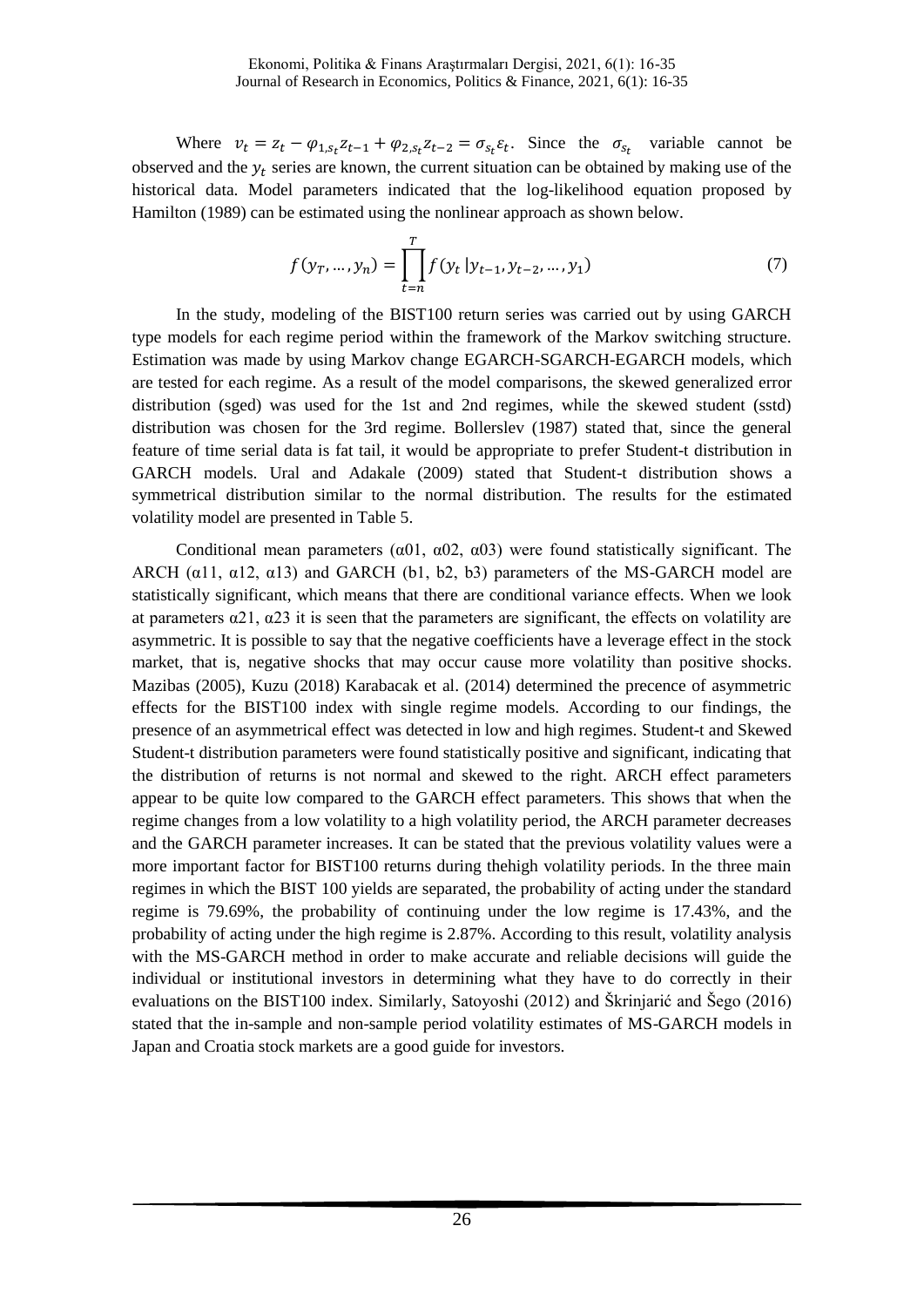Where $v_t = z_t - \varphi_{1,s_t} z_{t-1} + \varphi_{2,s_t} z_{t-2} = \sigma_{s_t} \varepsilon_t$. Since the $\sigma_{s_t}$ variable cannot be observed and the $y_t$ series are known, the current situation can be obtained by making use of the historical data. Model parameters indicated that the log-likelihood equation proposed by Hamilton (1989) can be estimated using the nonlinear approach as shown below.

$$f(y_T, \dots, y_n) = \prod_{t=n}^{T} f(y_t \,|y_{t-1}, y_{t-2}, \dots, y_1) \tag{7}$$

In the study, modeling of the BIST100 return series was carried out by using GARCH type models for each regime period within the framework of the Markov switching structure. Estimation was made by using Markov change EGARCH-SGARCH-EGARCH models, which are tested for each regime. As a result of the model comparisons, the skewed generalized error distribution (sged) was used for the 1st and 2nd regimes, while the skewed student (sstd) distribution was chosen for the 3rd regime. Bollerslev (1987) stated that, since the general feature of time serial data is fat tail, it would be appropriate to prefer Student-t distribution in GARCH models. Ural and Adakale (2009) stated that Student-t distribution shows a symmetrical distribution similar to the normal distribution. The results for the estimated volatility model are presented in Table 5.

Conditional mean parameters ($\alpha01$, $\alpha02$, $\alpha03$) were found statistically significant. The ARCH ($\alpha11$, $\alpha12$, $\alpha13$) and GARCH (b1, b2, b3) parameters of the MS-GARCH model are statistically significant, which means that there are conditional variance effects. When we look at parameters $\alpha21$, $\alpha23$ it is seen that the parameters are significant, the effects on volatility are asymmetric. It is possible to say that the negative coefficients have a leverage effect in the stock market, that is, negative shocks that may occur cause more volatility than positive shocks. Mazibas (2005), Kuzu (2018) Karabacak et al. (2014) determined the precence of asymmetric effects for the BIST100 index with single regime models. According to our findings, the presence of an asymmetrical effect was detected in low and high regimes. Student-t and Skewed Student-t distribution parameters were found statistically positive and significant, indicating that the distribution of returns is not normal and skewed to the right. ARCH effect parameters appear to be quite low compared to the GARCH effect parameters. This shows that when the regime changes from a low volatility to a high volatility period, the ARCH parameter decreases and the GARCH parameter increases. It can be stated that the previous volatility values were a more important factor for BIST100 returns during thehigh volatility periods. In the three main regimes in which the BIST 100 yields are separated, the probability of acting under the standard regime is 79.69%, the probability of continuing under the low regime is 17.43%, and the probability of acting under the high regime is 2.87%. According to this result, volatility analysis with the MS-GARCH method in order to make accurate and reliable decisions will guide the individual or institutional investors in determining what they have to do correctly in their evaluations on the BIST100 index. Similarly, Satoyoshi (2012) and Škrinjarić and Šego (2016) stated that the in-sample and non-sample period volatility estimates of MS-GARCH models in Japan and Croatia stock markets are a good guide for investors.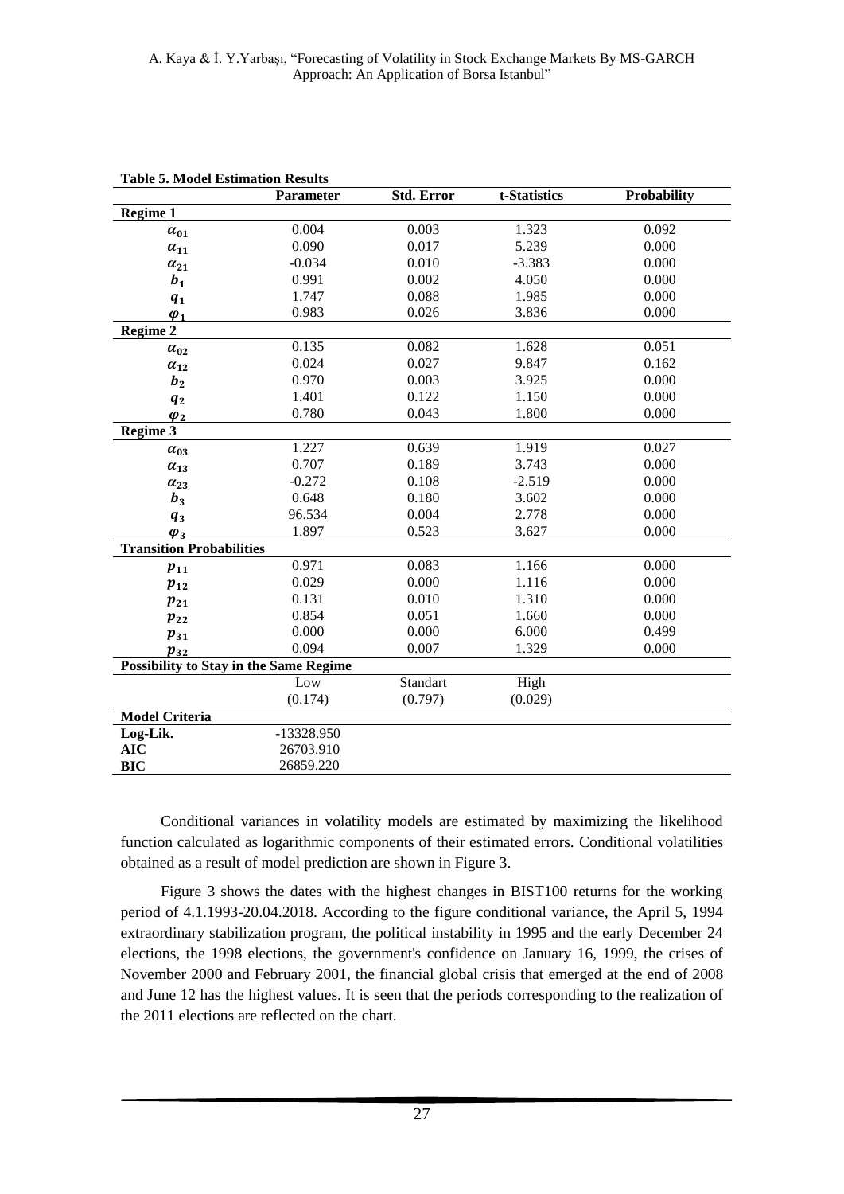**Table 5. Model Estimation Results**

| | Parameter | Std. Error | t-Statistics | Probability |
|---|---|---|---|---|
| **Regime 1** | | | | |
| $\alpha_{01}$ | 0.004 | 0.003 | 1.323 | 0.092 |
| $\alpha_{11}$ | 0.090 | 0.017 | 5.239 | 0.000 |
| $\alpha_{21}$ | -0.034 | 0.010 | -3.383 | 0.000 |
| $b_1$ | 0.991 | 0.002 | 4.050 | 0.000 |
| $q_1$ | 1.747 | 0.088 | 1.985 | 0.000 |
| $\varphi_1$ | 0.983 | 0.026 | 3.836 | 0.000 |
| **Regime 2** | | | | |
| $\alpha_{02}$ | 0.135 | 0.082 | 1.628 | 0.051 |
| $\alpha_{12}$ | 0.024 | 0.027 | 9.847 | 0.162 |
| $b_2$ | 0.970 | 0.003 | 3.925 | 0.000 |
| $q_2$ | 1.401 | 0.122 | 1.150 | 0.000 |
| $\varphi_2$ | 0.780 | 0.043 | 1.800 | 0.000 |
| **Regime 3** | | | | |
| $\alpha_{03}$ | 1.227 | 0.639 | 1.919 | 0.027 |
| $\alpha_{13}$ | 0.707 | 0.189 | 3.743 | 0.000 |
| $\alpha_{23}$ | -0.272 | 0.108 | -2.519 | 0.000 |
| $b_3$ | 0.648 | 0.180 | 3.602 | 0.000 |
| $q_3$ | 96.534 | 0.004 | 2.778 | 0.000 |
| $\varphi_3$ | 1.897 | 0.523 | 3.627 | 0.000 |
| **Transition Probabilities** | | | | |
| $p_{11}$ | 0.971 | 0.083 | 1.166 | 0.000 |
| $p_{12}$ | 0.029 | 0.000 | 1.116 | 0.000 |
| $p_{21}$ | 0.131 | 0.010 | 1.310 | 0.000 |
| $p_{22}$ | 0.854 | 0.051 | 1.660 | 0.000 |
| $p_{31}$ | 0.000 | 0.000 | 6.000 | 0.499 |
| $p_{32}$ | 0.094 | 0.007 | 1.329 | 0.000 |
| **Possibility to Stay in the Same Regime** | | | | |
| | Low | Standart | High | |
| | (0.174) | (0.797) | (0.029) | |
| **Model Criteria** | | | | |
| **Log-Lik.** | -13328.950 | | | |
| **AIC** | 26703.910 | | | |
| **BIC** | 26859.220 | | | |

Conditional variances in volatility models are estimated by maximizing the likelihood function calculated as logarithmic components of their estimated errors. Conditional volatilities obtained as a result of model prediction are shown in Figure 3.

Figure 3 shows the dates with the highest changes in BIST100 returns for the working period of 4.1.1993-20.04.2018. According to the figure conditional variance, the April 5, 1994 extraordinary stabilization program, the political instability in 1995 and the early December 24 elections, the 1998 elections, the government's confidence on January 16, 1999, the crises of November 2000 and February 2001, the financial global crisis that emerged at the end of 2008 and June 12 has the highest values. It is seen that the periods corresponding to the realization of the 2011 elections are reflected on the chart.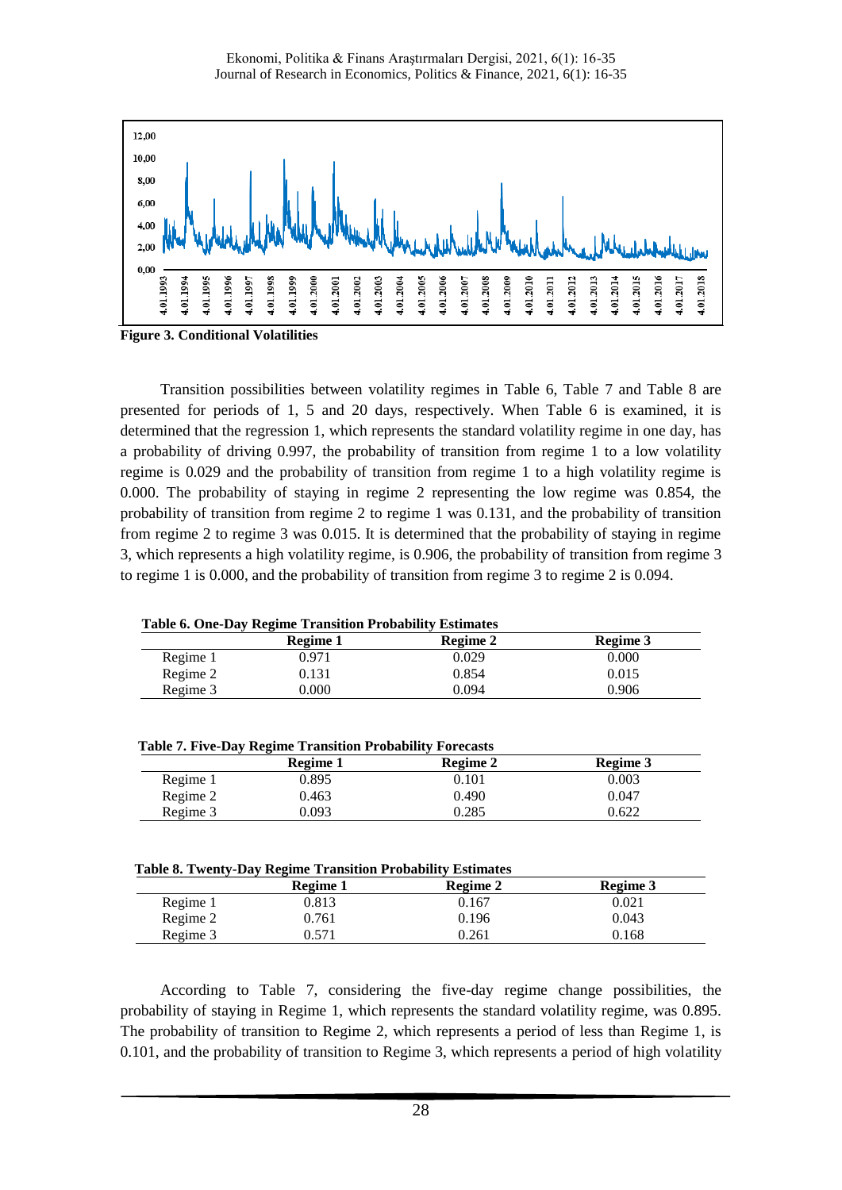**Figure 3. Conditional Volatilities**

Transition possibilities between volatility regimes in Table 6, Table 7 and Table 8 are presented for periods of 1, 5 and 20 days, respectively. When Table 6 is examined, it is determined that the regression 1, which represents the standard volatility regime in one day, has a probability of driving 0.997, the probability of transition from regime 1 to a low volatility regime is 0.029 and the probability of transition from regime 1 to a high volatility regime is 0.000. The probability of staying in regime 2 representing the low regime was 0.854, the probability of transition from regime 2 to regime 1 was 0.131, and the probability of transition from regime 2 to regime 3 was 0.015. It is determined that the probability of staying in regime 3, which represents a high volatility regime, is 0.906, the probability of transition from regime 3 to regime 1 is 0.000, and the probability of transition from regime 3 to regime 2 is 0.094.

**Table 6. One-Day Regime Transition Probability Estimates**

| | Regime 1 | Regime 2 | Regime 3 |
|---|---|---|---|
| Regime 1 | 0.971 | 0.029 | 0.000 |
| Regime 2 | 0.131 | 0.854 | 0.015 |
| Regime 3 | 0.000 | 0.094 | 0.906 |

**Table 7. Five-Day Regime Transition Probability Forecasts**

| | Regime 1 | Regime 2 | Regime 3 |
|---|---|---|---|
| Regime 1 | 0.895 | 0.101 | 0.003 |
| Regime 2 | 0.463 | 0.490 | 0.047 |
| Regime 3 | 0.093 | 0.285 | 0.622 |

**Table 8. Twenty-Day Regime Transition Probability Estimates**

| | Regime 1 | Regime 2 | Regime 3 |
|---|---|---|---|
| Regime 1 | 0.813 | 0.167 | 0.021 |
| Regime 2 | 0.761 | 0.196 | 0.043 |
| Regime 3 | 0.571 | 0.261 | 0.168 |

According to Table 7, considering the five-day regime change possibilities, the probability of staying in Regime 1, which represents the standard volatility regime, was 0.895. The probability of transition to Regime 2, which represents a period of less than Regime 1, is 0.101, and the probability of transition to Regime 3, which represents a period of high volatility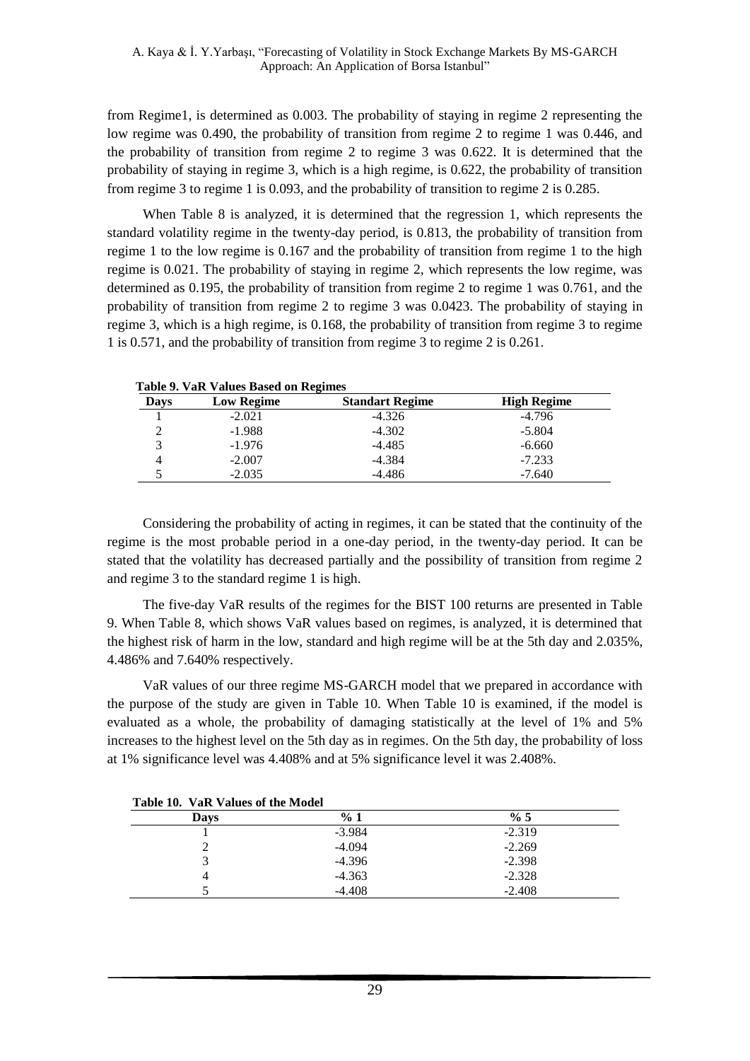from Regime1, is determined as 0.003. The probability of staying in regime 2 representing the low regime was 0.490, the probability of transition from regime 2 to regime 1 was 0.446, and the probability of transition from regime 2 to regime 3 was 0.622. It is determined that the probability of staying in regime 3, which is a high regime, is 0.622, the probability of transition from regime 3 to regime 1 is 0.093, and the probability of transition to regime 2 is 0.285.

When Table 8 is analyzed, it is determined that the regression 1, which represents the standard volatility regime in the twenty-day period, is 0.813, the probability of transition from regime 1 to the low regime is 0.167 and the probability of transition from regime 1 to the high regime is 0.021. The probability of staying in regime 2, which represents the low regime, was determined as 0.195, the probability of transition from regime 2 to regime 1 was 0.761, and the probability of transition from regime 2 to regime 3 was 0.0423. The probability of staying in regime 3, which is a high regime, is 0.168, the probability of transition from regime 3 to regime 1 is 0.571, and the probability of transition from regime 3 to regime 2 is 0.261.

**Table 9. VaR Values Based on Regimes**

| Days | Low Regime | Standart Regime | High Regime |
|---|---|---|---|
| 1 | -2.021 | -4.326 | -4.796 |
| 2 | -1.988 | -4.302 | -5.804 |
| 3 | -1.976 | -4.485 | -6.660 |
| 4 | -2.007 | -4.384 | -7.233 |
| 5 | -2.035 | -4.486 | -7.640 |

Considering the probability of acting in regimes, it can be stated that the continuity of the regime is the most probable period in a one-day period, in the twenty-day period. It can be stated that the volatility has decreased partially and the possibility of transition from regime 2 and regime 3 to the standard regime 1 is high.

The five-day VaR results of the regimes for the BIST 100 returns are presented in Table 9. When Table 8, which shows VaR values based on regimes, is analyzed, it is determined that the highest risk of harm in the low, standard and high regime will be at the 5th day and 2.035%, 4.486% and 7.640% respectively.

VaR values of our three regime MS-GARCH model that we prepared in accordance with the purpose of the study are given in Table 10. When Table 10 is examined, if the model is evaluated as a whole, the probability of damaging statistically at the level of 1% and 5% increases to the highest level on the 5th day as in regimes. On the 5th day, the probability of loss at 1% significance level was 4.408% and at 5% significance level it was 2.408%.

**Table 10. VaR Values of the Model**

| Days | % 1 | % 5 |
|---|---|---|
| 1 | -3.984 | -2.319 |
| 2 | -4.094 | -2.269 |
| 3 | -4.396 | -2.398 |
| 4 | -4.363 | -2.328 |
| 5 | -4.408 | -2.408 |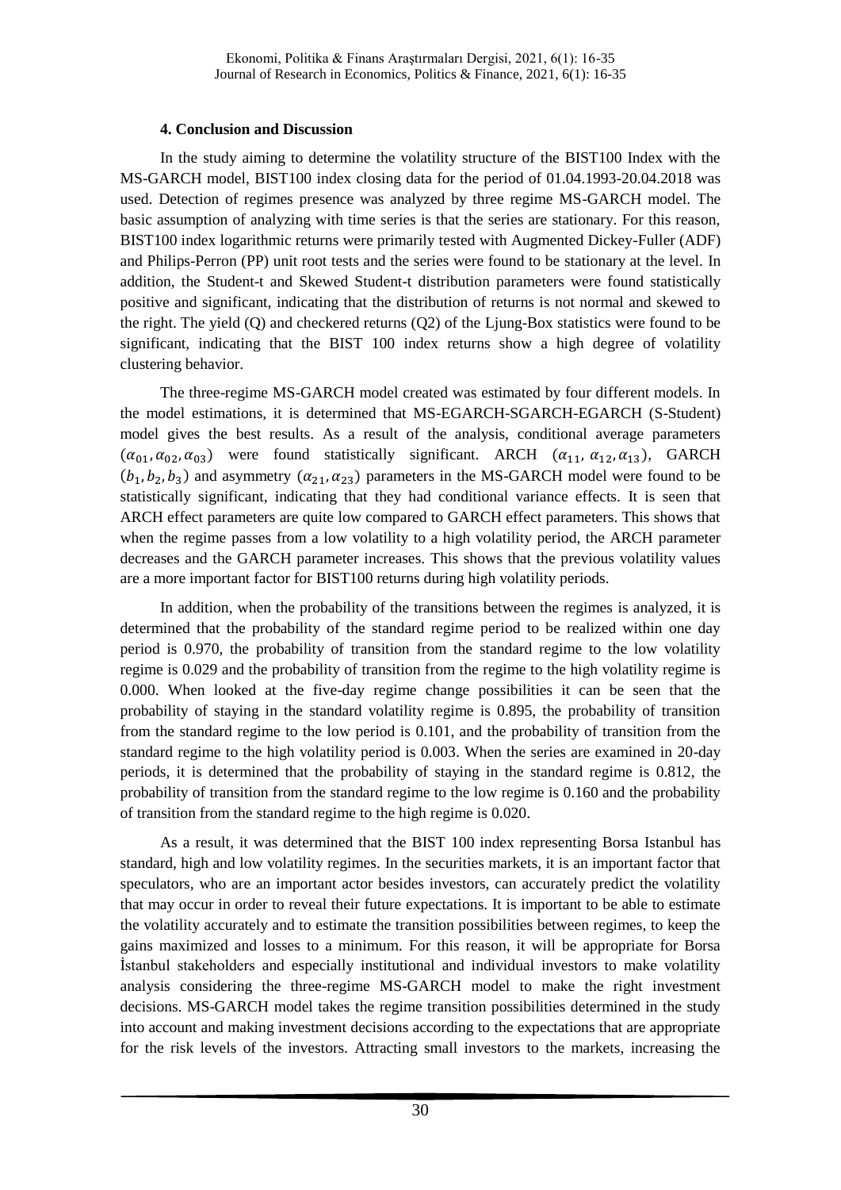### 4. Conclusion and Discussion

In the study aiming to determine the volatility structure of the BIST100 Index with the MS-GARCH model, BIST100 index closing data for the period of 01.04.1993-20.04.2018 was used. Detection of regimes presence was analyzed by three regime MS-GARCH model. The basic assumption of analyzing with time series is that the series are stationary. For this reason, BIST100 index logarithmic returns were primarily tested with Augmented Dickey-Fuller (ADF) and Philips-Perron (PP) unit root tests and the series were found to be stationary at the level. In addition, the Student-t and Skewed Student-t distribution parameters were found statistically positive and significant, indicating that the distribution of returns is not normal and skewed to the right. The yield (Q) and checkered returns (Q2) of the Ljung-Box statistics were found to be significant, indicating that the BIST 100 index returns show a high degree of volatility clustering behavior.

The three-regime MS-GARCH model created was estimated by four different models. In the model estimations, it is determined that MS-EGARCH-SGARCH-EGARCH (S-Student) model gives the best results. As a result of the analysis, conditional average parameters ($\alpha_{01}, \alpha_{02}, \alpha_{03}$) were found statistically significant. ARCH ($\alpha_{11}, \alpha_{12}, \alpha_{13}$), GARCH ($b_1, b_2, b_3$) and asymmetry ($\alpha_{21}, \alpha_{23}$) parameters in the MS-GARCH model were found to be statistically significant, indicating that they had conditional variance effects. It is seen that ARCH effect parameters are quite low compared to GARCH effect parameters. This shows that when the regime passes from a low volatility to a high volatility period, the ARCH parameter decreases and the GARCH parameter increases. This shows that the previous volatility values are a more important factor for BIST100 returns during high volatility periods.

In addition, when the probability of the transitions between the regimes is analyzed, it is determined that the probability of the standard regime period to be realized within one day period is 0.970, the probability of transition from the standard regime to the low volatility regime is 0.029 and the probability of transition from the regime to the high volatility regime is 0.000. When looked at the five-day regime change possibilities it can be seen that the probability of staying in the standard volatility regime is 0.895, the probability of transition from the standard regime to the low period is 0.101, and the probability of transition from the standard regime to the high volatility period is 0.003. When the series are examined in 20-day periods, it is determined that the probability of staying in the standard regime is 0.812, the probability of transition from the standard regime to the low regime is 0.160 and the probability of transition from the standard regime to the high regime is 0.020.

As a result, it was determined that the BIST 100 index representing Borsa Istanbul has standard, high and low volatility regimes. In the securities markets, it is an important factor that speculators, who are an important actor besides investors, can accurately predict the volatility that may occur in order to reveal their future expectations. It is important to be able to estimate the volatility accurately and to estimate the transition possibilities between regimes, to keep the gains maximized and losses to a minimum. For this reason, it will be appropriate for Borsa İstanbul stakeholders and especially institutional and individual investors to make volatility analysis considering the three-regime MS-GARCH model to make the right investment decisions. MS-GARCH model takes the regime transition possibilities determined in the study into account and making investment decisions according to the expectations that are appropriate for the risk levels of the investors. Attracting small investors to the markets, increasing the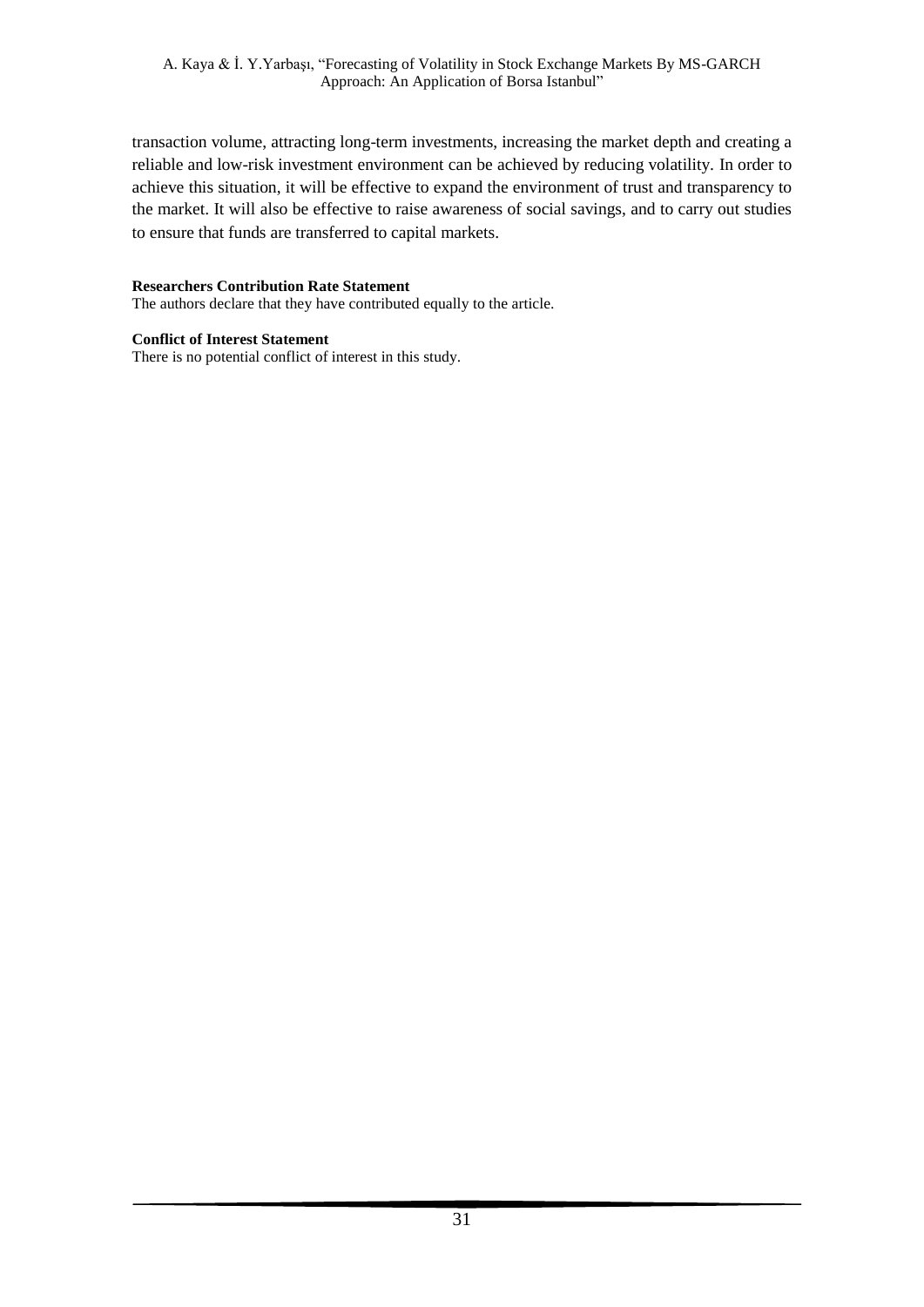transaction volume, attracting long-term investments, increasing the market depth and creating a reliable and low-risk investment environment can be achieved by reducing volatility. In order to achieve this situation, it will be effective to expand the environment of trust and transparency to the market. It will also be effective to raise awareness of social savings, and to carry out studies to ensure that funds are transferred to capital markets.

**Researchers Contribution Rate Statement**

The authors declare that they have contributed equally to the article.

**Conflict of Interest Statement**

There is no potential conflict of interest in this study.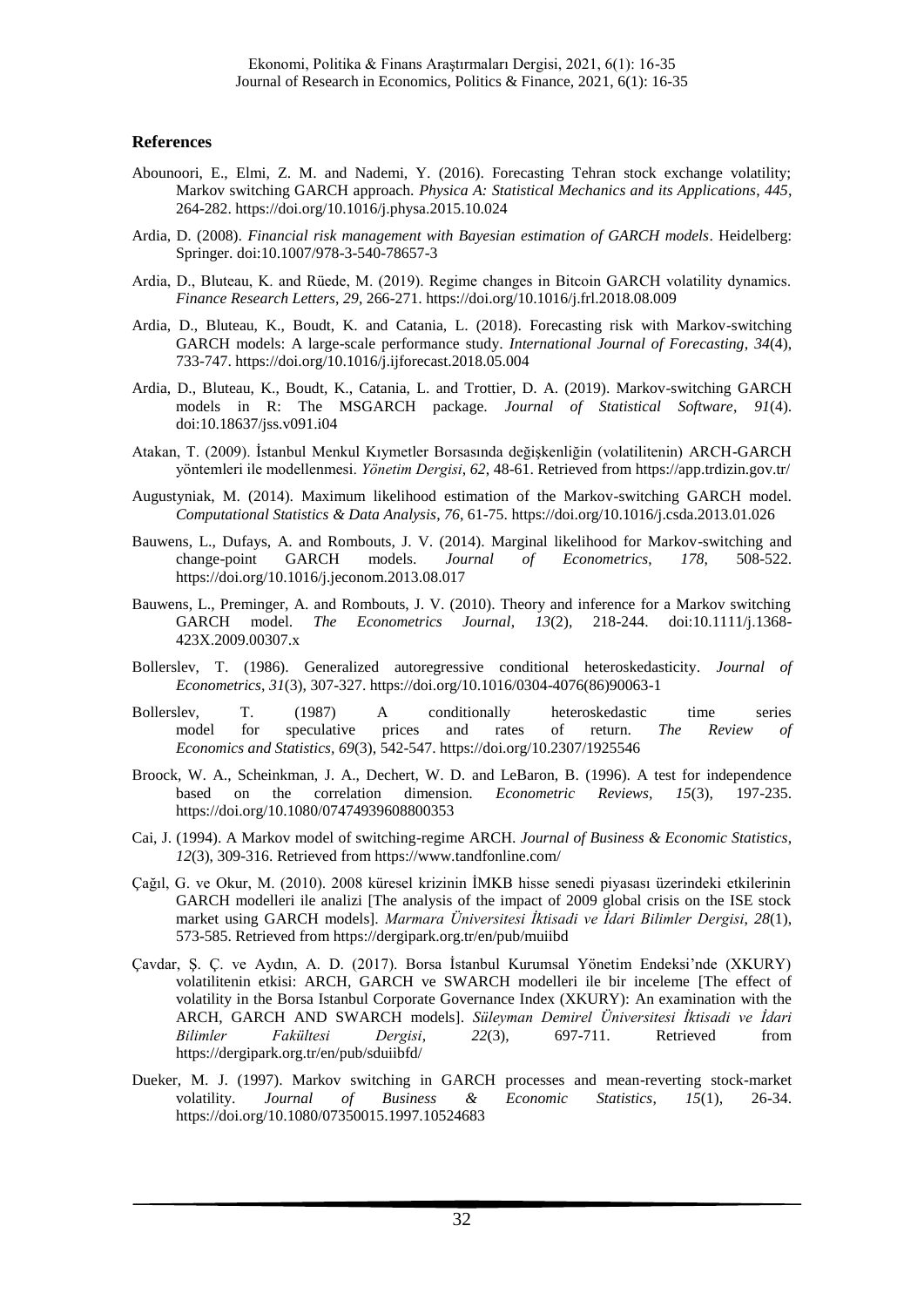## References

Abounoori, E., Elmi, Z. M. and Nademi, Y. (2016). Forecasting Tehran stock exchange volatility; Markov switching GARCH approach. *Physica A: Statistical Mechanics and its Applications*, *445*, 264-282. https://doi.org/10.1016/j.physa.2015.10.024

Ardia, D. (2008). *Financial risk management with Bayesian estimation of GARCH models*. Heidelberg: Springer. doi:10.1007/978-3-540-78657-3

Ardia, D., Bluteau, K. and Rüede, M. (2019). Regime changes in Bitcoin GARCH volatility dynamics. *Finance Research Letters*, *29*, 266-271. https://doi.org/10.1016/j.frl.2018.08.009

Ardia, D., Bluteau, K., Boudt, K. and Catania, L. (2018). Forecasting risk with Markov-switching GARCH models: A large-scale performance study. *International Journal of Forecasting*, *34*(4), 733-747. https://doi.org/10.1016/j.ijforecast.2018.05.004

Ardia, D., Bluteau, K., Boudt, K., Catania, L. and Trottier, D. A. (2019). Markov-switching GARCH models in R: The MSGARCH package. *Journal of Statistical Software*, *91*(4). doi:10.18637/jss.v091.i04

Atakan, T. (2009). İstanbul Menkul Kıymetler Borsasında değişkenliğin (volatilitenin) ARCH-GARCH yöntemleri ile modellenmesi. *Yönetim Dergisi*, *62*, 48-61. Retrieved from https://app.trdizin.gov.tr/

Augustyniak, M. (2014). Maximum likelihood estimation of the Markov-switching GARCH model. *Computational Statistics & Data Analysis*, *76*, 61-75. https://doi.org/10.1016/j.csda.2013.01.026

Bauwens, L., Dufays, A. and Rombouts, J. V. (2014). Marginal likelihood for Markov-switching and change-point GARCH models. *Journal of Econometrics*, *178*, 508-522. https://doi.org/10.1016/j.jeconom.2013.08.017

Bauwens, L., Preminger, A. and Rombouts, J. V. (2010). Theory and inference for a Markov switching GARCH model. *The Econometrics Journal*, *13*(2), 218-244. doi:10.1111/j.1368-423X.2009.00307.x

Bollerslev, T. (1986). Generalized autoregressive conditional heteroskedasticity. *Journal of Econometrics*, *31*(3), 307-327. https://doi.org/10.1016/0304-4076(86)90063-1

Bollerslev, T. (1987) A conditionally heteroskedastic time series model for speculative prices and rates of return. *The Review of Economics and Statistics*, *69*(3), 542-547. https://doi.org/10.2307/1925546

Broock, W. A., Scheinkman, J. A., Dechert, W. D. and LeBaron, B. (1996). A test for independence based on the correlation dimension. *Econometric Reviews*, *15*(3), 197-235. https://doi.org/10.1080/07474939608800353

Cai, J. (1994). A Markov model of switching-regime ARCH. *Journal of Business & Economic Statistics*, *12*(3), 309-316. Retrieved from https://www.tandfonline.com/

Çağıl, G. ve Okur, M. (2010). 2008 küresel krizinin İMKB hisse senedi piyasası üzerindeki etkilerinin GARCH modelleri ile analizi [The analysis of the impact of 2009 global crisis on the ISE stock market using GARCH models]. *Marmara Üniversitesi İktisadi ve İdari Bilimler Dergisi*, *28*(1), 573-585. Retrieved from https://dergipark.org.tr/en/pub/muiibd

Çavdar, Ş. Ç. ve Aydın, A. D. (2017). Borsa İstanbul Kurumsal Yönetim Endeksi'nde (XKURY) volatilitenin etkisi: ARCH, GARCH ve SWARCH modelleri ile bir inceleme [The effect of volatility in the Borsa Istanbul Corporate Governance Index (XKURY): An examination with the ARCH, GARCH AND SWARCH models]. *Süleyman Demirel Üniversitesi İktisadi ve İdari Bilimler Fakültesi Dergisi*, *22*(3), 697-711. Retrieved from https://dergipark.org.tr/en/pub/sduiibfd/

Dueker, M. J. (1997). Markov switching in GARCH processes and mean-reverting stock-market volatility. *Journal of Business & Economic Statistics*, *15*(1), 26-34. https://doi.org/10.1080/07350015.1997.10524683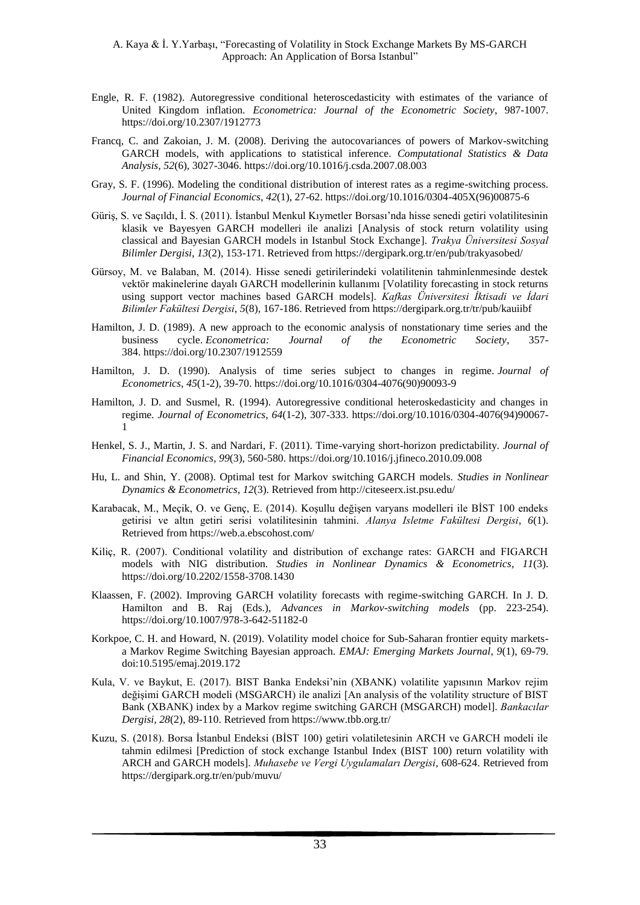Engle, R. F. (1982). Autoregressive conditional heteroscedasticity with estimates of the variance of United Kingdom inflation. *Econometrica: Journal of the Econometric Society*, 987-1007. https://doi.org/10.2307/1912773

Francq, C. and Zakoian, J. M. (2008). Deriving the autocovariances of powers of Markov-switching GARCH models, with applications to statistical inference. *Computational Statistics & Data Analysis*, *52*(6), 3027-3046. https://doi.org/10.1016/j.csda.2007.08.003

Gray, S. F. (1996). Modeling the conditional distribution of interest rates as a regime-switching process. *Journal of Financial Economics*, *42*(1), 27-62. https://doi.org/10.1016/0304-405X(96)00875-6

Güriş, S. ve Saçıldı, İ. S. (2011). İstanbul Menkul Kıymetler Borsası'nda hisse senedi getiri volatilitesinin klasik ve Bayesyen GARCH modelleri ile analizi [Analysis of stock return volatility using classical and Bayesian GARCH models in Istanbul Stock Exchange]. *Trakya Üniversitesi Sosyal Bilimler Dergisi*, *13*(2), 153-171. Retrieved from https://dergipark.org.tr/en/pub/trakyasobed/

Gürsoy, M. ve Balaban, M. (2014). Hisse senedi getirilerindeki volatilitenin tahminlenmesinde destek vektör makinelerine dayalı GARCH modellerinin kullanımı [Volatility forecasting in stock returns using support vector machines based GARCH models]. *Kafkas Üniversitesi İktisadi ve İdari Bilimler Fakültesi Dergisi*, *5*(8), 167-186. Retrieved from https://dergipark.org.tr/tr/pub/kauiibf

Hamilton, J. D. (1989). A new approach to the economic analysis of nonstationary time series and the business cycle. *Econometrica: Journal of the Econometric Society*, 357-384. https://doi.org/10.2307/1912559

Hamilton, J. D. (1990). Analysis of time series subject to changes in regime. *Journal of Econometrics*, *45*(1-2), 39-70. https://doi.org/10.1016/0304-4076(90)90093-9

Hamilton, J. D. and Susmel, R. (1994). Autoregressive conditional heteroskedasticity and changes in regime. *Journal of Econometrics*, *64*(1-2), 307-333. https://doi.org/10.1016/0304-4076(94)90067-1

Henkel, S. J., Martin, J. S. and Nardari, F. (2011). Time-varying short-horizon predictability. *Journal of Financial Economics, 99*(3), 560-580. https://doi.org/10.1016/j.jfineco.2010.09.008

Hu, L. and Shin, Y. (2008). Optimal test for Markov switching GARCH models. *Studies in Nonlinear Dynamics & Econometrics*, *12*(3). Retrieved from http://citeseerx.ist.psu.edu/

Karabacak, M., Meçik, O. ve Genç, E. (2014). Koşullu değişen varyans modelleri ile BİST 100 endeks getirisi ve altın getiri serisi volatilitesinin tahmini. *Alanya Isletme Fakültesi Dergisi*, *6*(1). Retrieved from https://web.a.ebscohost.com/

Kiliç, R. (2007). Conditional volatility and distribution of exchange rates: GARCH and FIGARCH models with NIG distribution. *Studies in Nonlinear Dynamics & Econometrics*, *11*(3). https://doi.org/10.2202/1558-3708.1430

Klaassen, F. (2002). Improving GARCH volatility forecasts with regime-switching GARCH. In J. D. Hamilton and B. Raj (Eds.), *Advances in Markov-switching models* (pp. 223-254). https://doi.org/10.1007/978-3-642-51182-0

Korkpoe, C. H. and Howard, N. (2019). Volatility model choice for Sub-Saharan frontier equity markets-a Markov Regime Switching Bayesian approach. *EMAJ: Emerging Markets Journal*, *9*(1), 69-79. doi:10.5195/emaj.2019.172

Kula, V. ve Baykut, E. (2017). BIST Banka Endeksi'nin (XBANK) volatilite yapısının Markov rejim değişimi GARCH modeli (MSGARCH) ile analizi [An analysis of the volatility structure of BIST Bank (XBANK) index by a Markov regime switching GARCH (MSGARCH) model]. *Bankacılar Dergisi, 28*(2), 89-110. Retrieved from https://www.tbb.org.tr/

Kuzu, S. (2018). Borsa İstanbul Endeksi (BİST 100) getiri volatiletesinin ARCH ve GARCH modeli ile tahmin edilmesi [Prediction of stock exchange Istanbul Index (BIST 100) return volatility with ARCH and GARCH models]. *Muhasebe ve Vergi Uygulamaları Dergisi*, 608-624. Retrieved from https://dergipark.org.tr/en/pub/muvu/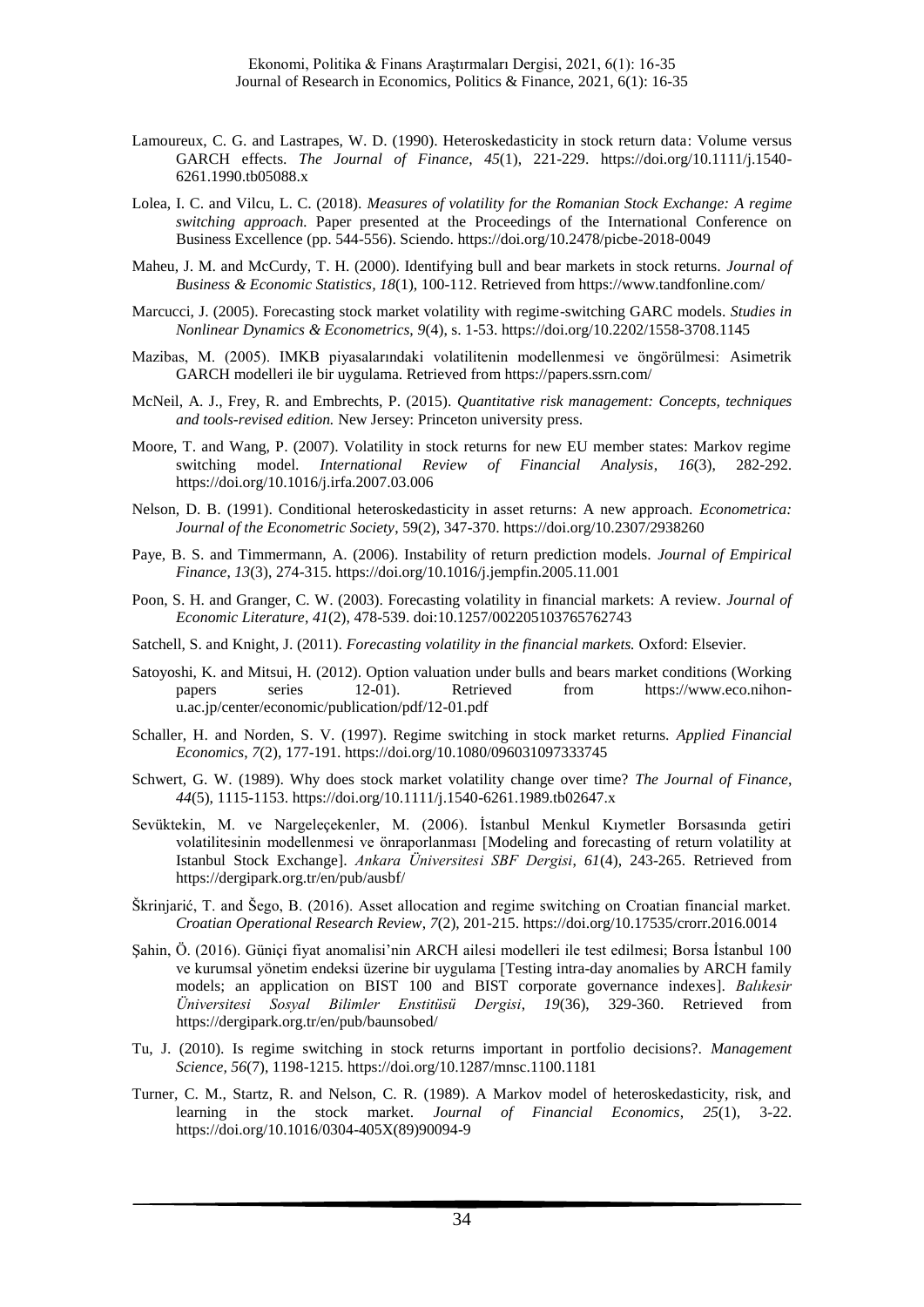Lamoureux, C. G. and Lastrapes, W. D. (1990). Heteroskedasticity in stock return data: Volume versus GARCH effects. *The Journal of Finance*, *45*(1), 221-229. https://doi.org/10.1111/j.1540-6261.1990.tb05088.x

Lolea, I. C. and Vilcu, L. C. (2018). *Measures of volatility for the Romanian Stock Exchange: A regime switching approach.* Paper presented at the Proceedings of the International Conference on Business Excellence (pp. 544-556). Sciendo. https://doi.org/10.2478/picbe-2018-0049

Maheu, J. M. and McCurdy, T. H. (2000). Identifying bull and bear markets in stock returns. *Journal of Business & Economic Statistics, 18*(1), 100-112. Retrieved from https://www.tandfonline.com/

Marcucci, J. (2005). Forecasting stock market volatility with regime-switching GARC models. *Studies in Nonlinear Dynamics & Econometrics, 9*(4), s. 1-53. https://doi.org/10.2202/1558-3708.1145

Mazibas, M. (2005). IMKB piyasalarındaki volatilitenin modellenmesi ve öngörülmesi: Asimetrik GARCH modelleri ile bir uygulama. Retrieved from https://papers.ssrn.com/

McNeil, A. J., Frey, R. and Embrechts, P. (2015). *Quantitative risk management: Concepts, techniques and tools-revised edition.* New Jersey: Princeton university press.

Moore, T. and Wang, P. (2007). Volatility in stock returns for new EU member states: Markov regime switching model. *International Review of Financial Analysis*, *16*(3), 282-292. https://doi.org/10.1016/j.irfa.2007.03.006

Nelson, D. B. (1991). Conditional heteroskedasticity in asset returns: A new approach. *Econometrica: Journal of the Econometric Society*, 59(2), 347-370. https://doi.org/10.2307/2938260

Paye, B. S. and Timmermann, A. (2006). Instability of return prediction models. *Journal of Empirical Finance, 13*(3), 274-315. https://doi.org/10.1016/j.jempfin.2005.11.001

Poon, S. H. and Granger, C. W. (2003). Forecasting volatility in financial markets: A review. *Journal of Economic Literature*, *41*(2), 478-539. doi:10.1257/002205103765762743

Satchell, S. and Knight, J. (2011). *Forecasting volatility in the financial markets.* Oxford: Elsevier.

Satoyoshi, K. and Mitsui, H. (2012). Option valuation under bulls and bears market conditions (Working papers series 12-01). Retrieved from https://www.eco.nihon-u.ac.jp/center/economic/publication/pdf/12-01.pdf

Schaller, H. and Norden, S. V. (1997). Regime switching in stock market returns. *Applied Financial Economics*, *7*(2), 177-191. https://doi.org/10.1080/096031097333745

Schwert, G. W. (1989). Why does stock market volatility change over time? *The Journal of Finance*, *44*(5), 1115-1153. https://doi.org/10.1111/j.1540-6261.1989.tb02647.x

Sevüktekin, M. ve Nargeleçekenler, M. (2006). İstanbul Menkul Kıymetler Borsasında getiri volatilitesinin modellenmesi ve önraporlanması [Modeling and forecasting of return volatility at Istanbul Stock Exchange]. *Ankara Üniversitesi SBF Dergisi*, *61*(4), 243-265. Retrieved from https://dergipark.org.tr/en/pub/ausbf/

Škrinjarić, T. and Šego, B. (2016). Asset allocation and regime switching on Croatian financial market. *Croatian Operational Research Review*, *7*(2), 201-215. https://doi.org/10.17535/crorr.2016.0014

Şahin, Ö. (2016). Güniçi fiyat anomalisi'nin ARCH ailesi modelleri ile test edilmesi; Borsa İstanbul 100 ve kurumsal yönetim endeksi üzerine bir uygulama [Testing intra-day anomalies by ARCH family models; an application on BIST 100 and BIST corporate governance indexes]. *Balıkesir Üniversitesi Sosyal Bilimler Enstitüsü Dergisi*, *19*(36), 329-360. Retrieved from https://dergipark.org.tr/en/pub/baunsobed/

Tu, J. (2010). Is regime switching in stock returns important in portfolio decisions?. *Management Science, 56*(7), 1198-1215. https://doi.org/10.1287/mnsc.1100.1181

Turner, C. M., Startz, R. and Nelson, C. R. (1989). A Markov model of heteroskedasticity, risk, and learning in the stock market. *Journal of Financial Economics*, *25*(1), 3-22. https://doi.org/10.1016/0304-405X(89)90094-9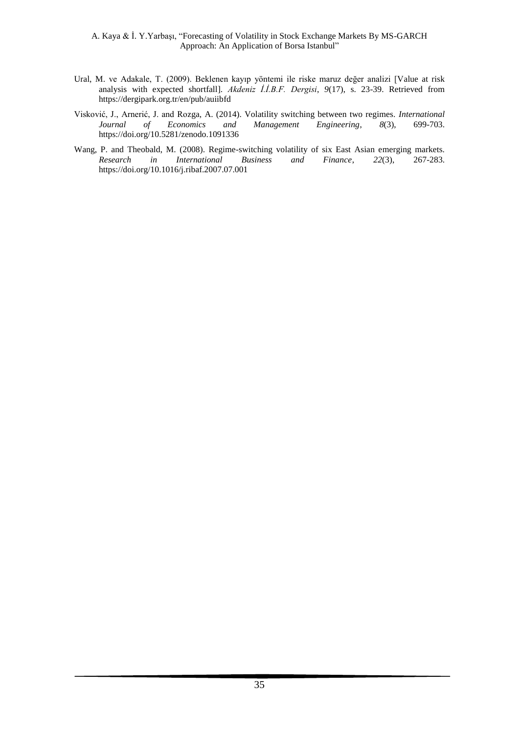Ural, M. ve Adakale, T. (2009). Beklenen kayıp yöntemi ile riske maruz değer analizi [Value at risk analysis with expected shortfall]. *Akdeniz İ.İ.B.F. Dergisi*, *9*(17), s. 23-39. Retrieved from https://dergipark.org.tr/en/pub/auiibfd

Visković, J., Arnerić, J. and Rozga, A. (2014). Volatility switching between two regimes. *International Journal of Economics and Management Engineering*, *8*(3), 699-703. https://doi.org/10.5281/zenodo.1091336

Wang, P. and Theobald, M. (2008). Regime-switching volatility of six East Asian emerging markets. *Research in International Business and Finance*, *22*(3), 267-283. https://doi.org/10.1016/j.ribaf.2007.07.001